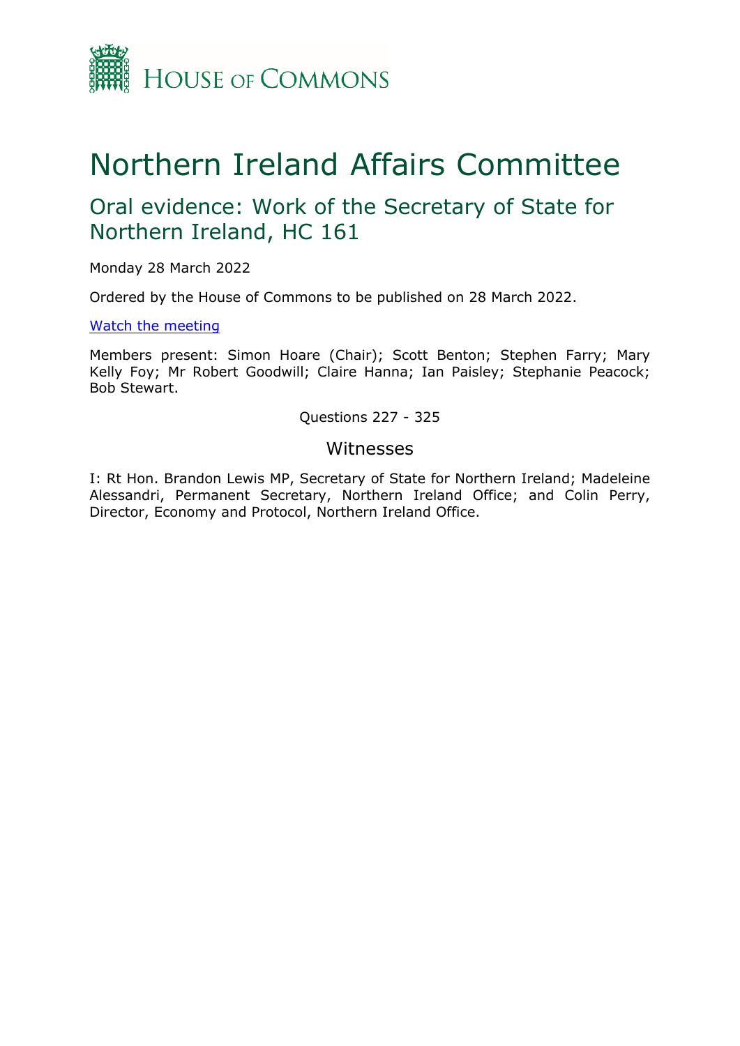HOUSE OF COMMONS

# Northern Ireland Affairs Committee

## Oral evidence: Work of the Secretary of State for Northern Ireland, HC 161

Monday 28 March 2022

Ordered by the House of Commons to be published on 28 March 2022.

[Watch the meeting]

Members present: Simon Hoare (Chair); Scott Benton; Stephen Farry; Mary Kelly Foy; Mr Robert Goodwill; Claire Hanna; Ian Paisley; Stephanie Peacock; Bob Stewart.

Questions 227 - 325

### Witnesses

I: Rt Hon. Brandon Lewis MP, Secretary of State for Northern Ireland; Madeleine Alessandri, Permanent Secretary, Northern Ireland Office; and Colin Perry, Director, Economy and Protocol, Northern Ireland Office.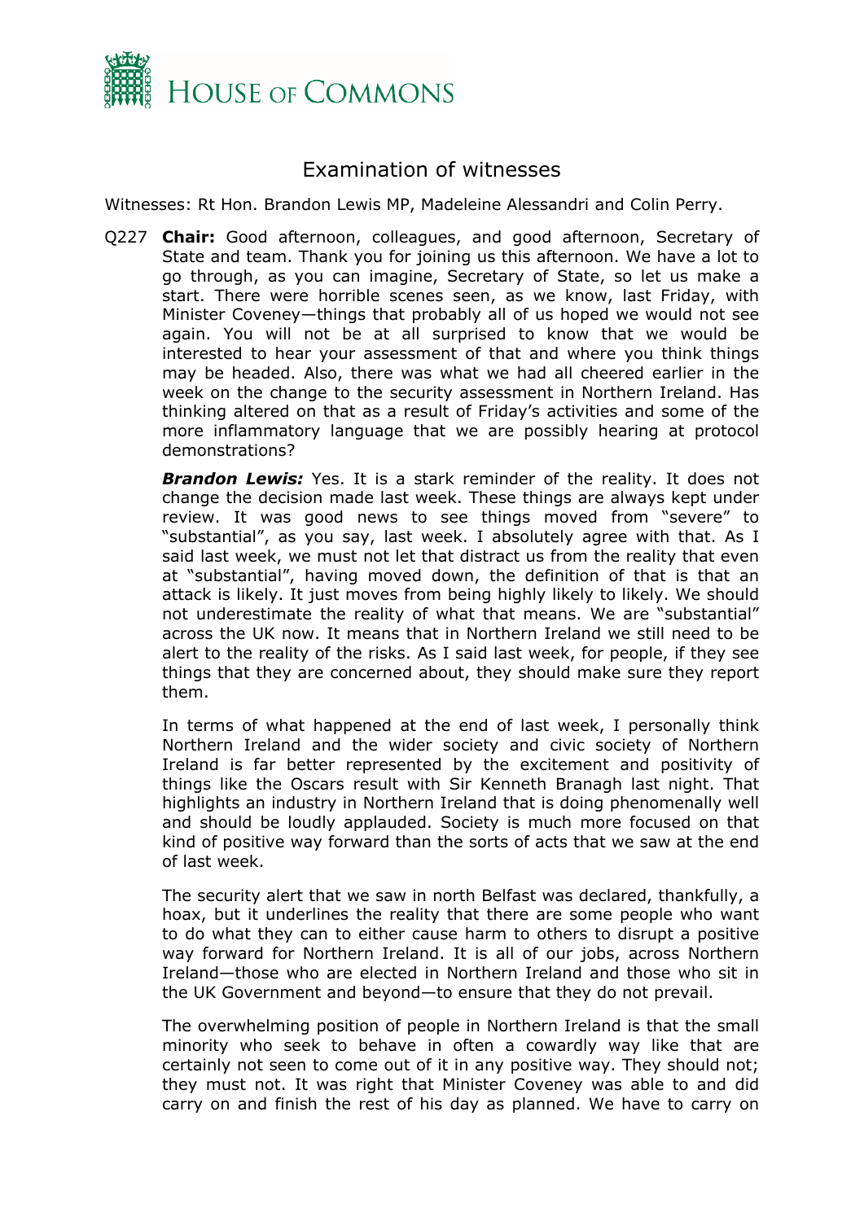# Examination of witnesses

Witnesses: Rt Hon. Brandon Lewis MP, Madeleine Alessandri and Colin Perry.

Q227 **Chair:** Good afternoon, colleagues, and good afternoon, Secretary of State and team. Thank you for joining us this afternoon. We have a lot to go through, as you can imagine, Secretary of State, so let us make a start. There were horrible scenes seen, as we know, last Friday, with Minister Coveney—things that probably all of us hoped we would not see again. You will not be at all surprised to know that we would be interested to hear your assessment of that and where you think things may be headed. Also, there was what we had all cheered earlier in the week on the change to the security assessment in Northern Ireland. Has thinking altered on that as a result of Friday's activities and some of the more inflammatory language that we are possibly hearing at protocol demonstrations?

***Brandon Lewis:*** Yes. It is a stark reminder of the reality. It does not change the decision made last week. These things are always kept under review. It was good news to see things moved from "severe" to "substantial", as you say, last week. I absolutely agree with that. As I said last week, we must not let that distract us from the reality that even at "substantial", having moved down, the definition of that is that an attack is likely. It just moves from being highly likely to likely. We should not underestimate the reality of what that means. We are "substantial" across the UK now. It means that in Northern Ireland we still need to be alert to the reality of the risks. As I said last week, for people, if they see things that they are concerned about, they should make sure they report them.

In terms of what happened at the end of last week, I personally think Northern Ireland and the wider society and civic society of Northern Ireland is far better represented by the excitement and positivity of things like the Oscars result with Sir Kenneth Branagh last night. That highlights an industry in Northern Ireland that is doing phenomenally well and should be loudly applauded. Society is much more focused on that kind of positive way forward than the sorts of acts that we saw at the end of last week.

The security alert that we saw in north Belfast was declared, thankfully, a hoax, but it underlines the reality that there are some people who want to do what they can to either cause harm to others to disrupt a positive way forward for Northern Ireland. It is all of our jobs, across Northern Ireland—those who are elected in Northern Ireland and those who sit in the UK Government and beyond—to ensure that they do not prevail.

The overwhelming position of people in Northern Ireland is that the small minority who seek to behave in often a cowardly way like that are certainly not seen to come out of it in any positive way. They should not; they must not. It was right that Minister Coveney was able to and did carry on and finish the rest of his day as planned. We have to carry on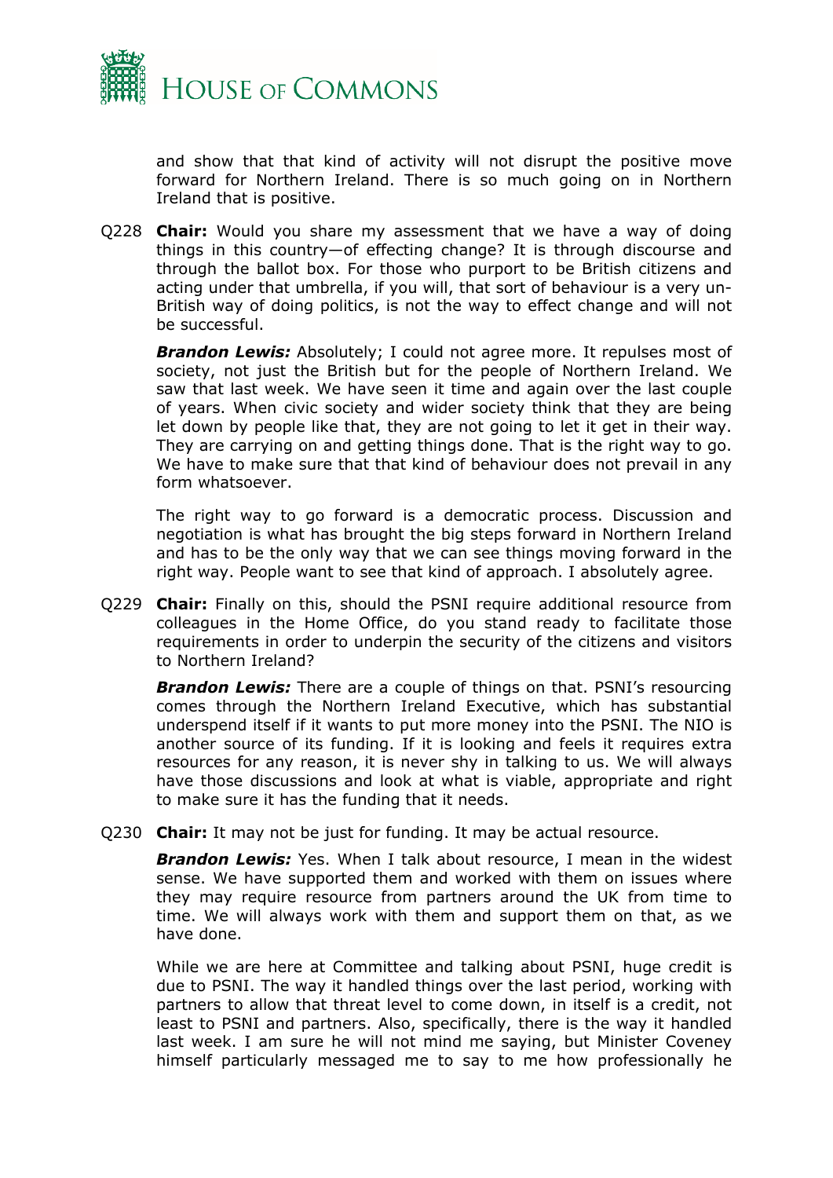and show that that kind of activity will not disrupt the positive move forward for Northern Ireland. There is so much going on in Northern Ireland that is positive.

Q228 **Chair:** Would you share my assessment that we have a way of doing things in this country—of effecting change? It is through discourse and through the ballot box. For those who purport to be British citizens and acting under that umbrella, if you will, that sort of behaviour is a very un-British way of doing politics, is not the way to effect change and will not be successful.

***Brandon Lewis:*** Absolutely; I could not agree more. It repulses most of society, not just the British but for the people of Northern Ireland. We saw that last week. We have seen it time and again over the last couple of years. When civic society and wider society think that they are being let down by people like that, they are not going to let it get in their way. They are carrying on and getting things done. That is the right way to go. We have to make sure that that kind of behaviour does not prevail in any form whatsoever.

The right way to go forward is a democratic process. Discussion and negotiation is what has brought the big steps forward in Northern Ireland and has to be the only way that we can see things moving forward in the right way. People want to see that kind of approach. I absolutely agree.

Q229 **Chair:** Finally on this, should the PSNI require additional resource from colleagues in the Home Office, do you stand ready to facilitate those requirements in order to underpin the security of the citizens and visitors to Northern Ireland?

***Brandon Lewis:*** There are a couple of things on that. PSNI's resourcing comes through the Northern Ireland Executive, which has substantial underspend itself if it wants to put more money into the PSNI. The NIO is another source of its funding. If it is looking and feels it requires extra resources for any reason, it is never shy in talking to us. We will always have those discussions and look at what is viable, appropriate and right to make sure it has the funding that it needs.

Q230 **Chair:** It may not be just for funding. It may be actual resource.

***Brandon Lewis:*** Yes. When I talk about resource, I mean in the widest sense. We have supported them and worked with them on issues where they may require resource from partners around the UK from time to time. We will always work with them and support them on that, as we have done.

While we are here at Committee and talking about PSNI, huge credit is due to PSNI. The way it handled things over the last period, working with partners to allow that threat level to come down, in itself is a credit, not least to PSNI and partners. Also, specifically, there is the way it handled last week. I am sure he will not mind me saying, but Minister Coveney himself particularly messaged me to say to me how professionally he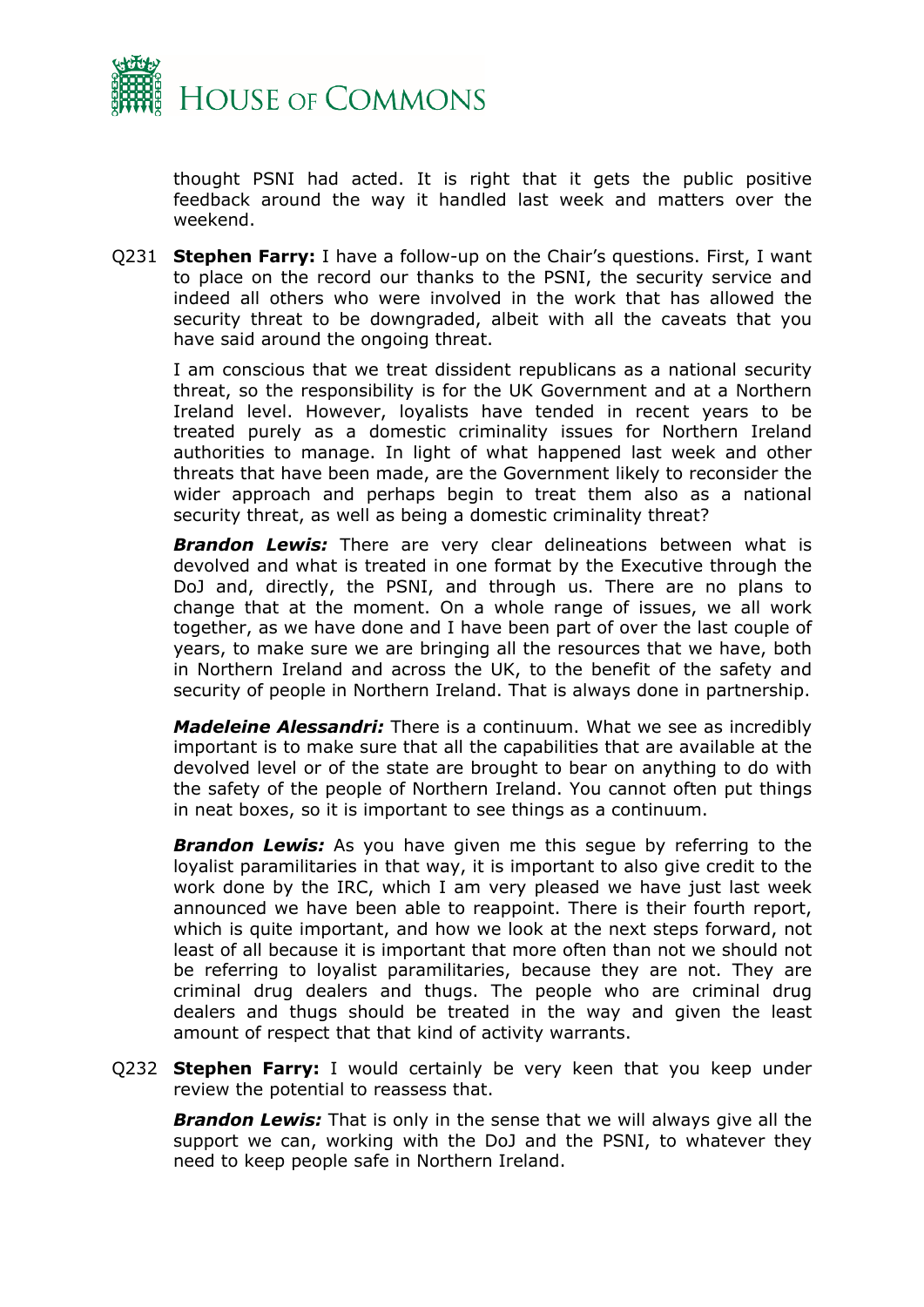thought PSNI had acted. It is right that it gets the public positive feedback around the way it handled last week and matters over the weekend.

Q231 **Stephen Farry:** I have a follow-up on the Chair's questions. First, I want to place on the record our thanks to the PSNI, the security service and indeed all others who were involved in the work that has allowed the security threat to be downgraded, albeit with all the caveats that you have said around the ongoing threat.

I am conscious that we treat dissident republicans as a national security threat, so the responsibility is for the UK Government and at a Northern Ireland level. However, loyalists have tended in recent years to be treated purely as a domestic criminality issues for Northern Ireland authorities to manage. In light of what happened last week and other threats that have been made, are the Government likely to reconsider the wider approach and perhaps begin to treat them also as a national security threat, as well as being a domestic criminality threat?

***Brandon Lewis:*** There are very clear delineations between what is devolved and what is treated in one format by the Executive through the DoJ and, directly, the PSNI, and through us. There are no plans to change that at the moment. On a whole range of issues, we all work together, as we have done and I have been part of over the last couple of years, to make sure we are bringing all the resources that we have, both in Northern Ireland and across the UK, to the benefit of the safety and security of people in Northern Ireland. That is always done in partnership.

***Madeleine Alessandri:*** There is a continuum. What we see as incredibly important is to make sure that all the capabilities that are available at the devolved level or of the state are brought to bear on anything to do with the safety of the people of Northern Ireland. You cannot often put things in neat boxes, so it is important to see things as a continuum.

***Brandon Lewis:*** As you have given me this segue by referring to the loyalist paramilitaries in that way, it is important to also give credit to the work done by the IRC, which I am very pleased we have just last week announced we have been able to reappoint. There is their fourth report, which is quite important, and how we look at the next steps forward, not least of all because it is important that more often than not we should not be referring to loyalist paramilitaries, because they are not. They are criminal drug dealers and thugs. The people who are criminal drug dealers and thugs should be treated in the way and given the least amount of respect that that kind of activity warrants.

Q232 **Stephen Farry:** I would certainly be very keen that you keep under review the potential to reassess that.

***Brandon Lewis:*** That is only in the sense that we will always give all the support we can, working with the DoJ and the PSNI, to whatever they need to keep people safe in Northern Ireland.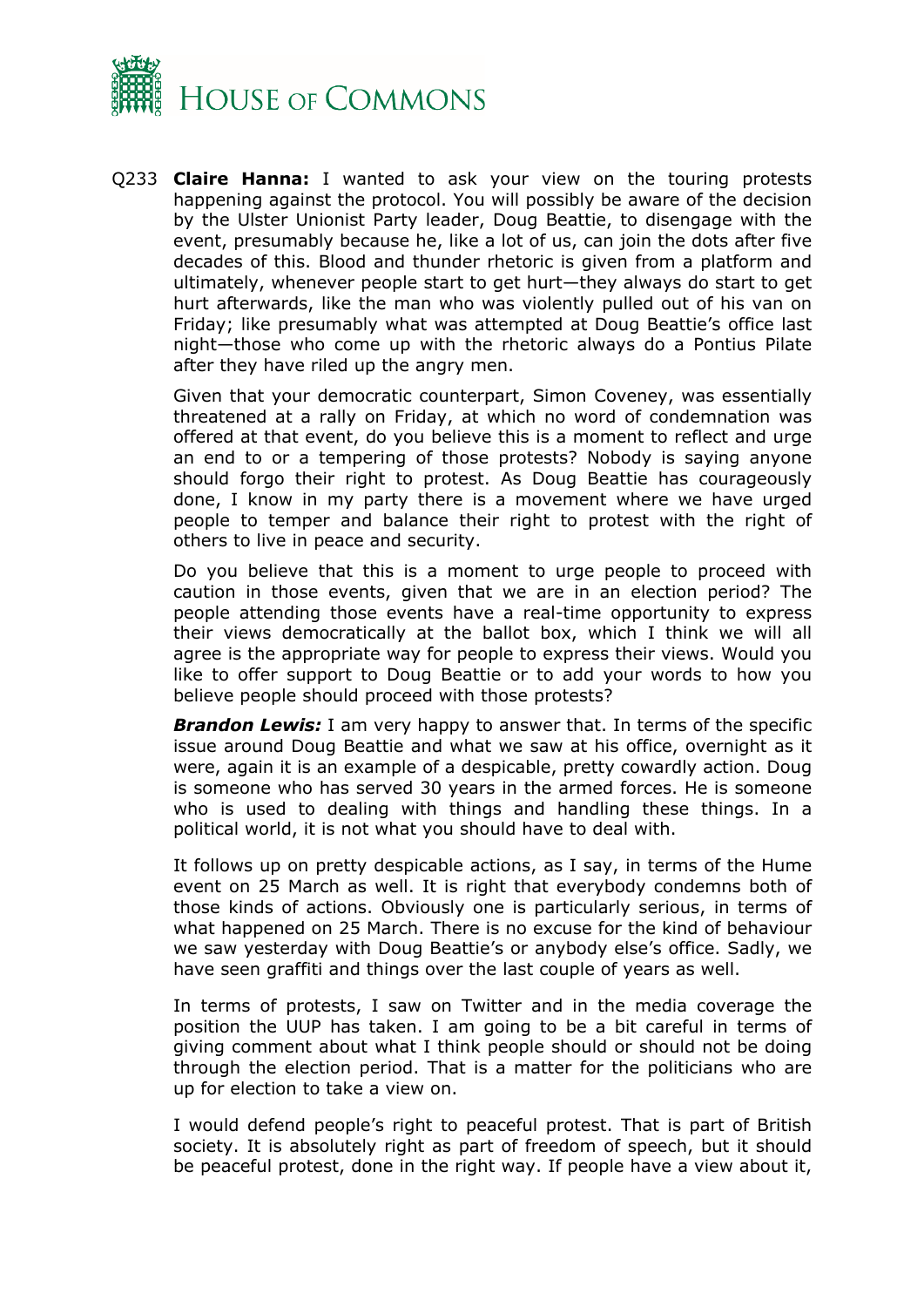Q233 **Claire Hanna:** I wanted to ask your view on the touring protests happening against the protocol. You will possibly be aware of the decision by the Ulster Unionist Party leader, Doug Beattie, to disengage with the event, presumably because he, like a lot of us, can join the dots after five decades of this. Blood and thunder rhetoric is given from a platform and ultimately, whenever people start to get hurt—they always do start to get hurt afterwards, like the man who was violently pulled out of his van on Friday; like presumably what was attempted at Doug Beattie's office last night—those who come up with the rhetoric always do a Pontius Pilate after they have riled up the angry men.

Given that your democratic counterpart, Simon Coveney, was essentially threatened at a rally on Friday, at which no word of condemnation was offered at that event, do you believe this is a moment to reflect and urge an end to or a tempering of those protests? Nobody is saying anyone should forgo their right to protest. As Doug Beattie has courageously done, I know in my party there is a movement where we have urged people to temper and balance their right to protest with the right of others to live in peace and security.

Do you believe that this is a moment to urge people to proceed with caution in those events, given that we are in an election period? The people attending those events have a real-time opportunity to express their views democratically at the ballot box, which I think we will all agree is the appropriate way for people to express their views. Would you like to offer support to Doug Beattie or to add your words to how you believe people should proceed with those protests?

***Brandon Lewis:*** I am very happy to answer that. In terms of the specific issue around Doug Beattie and what we saw at his office, overnight as it were, again it is an example of a despicable, pretty cowardly action. Doug is someone who has served 30 years in the armed forces. He is someone who is used to dealing with things and handling these things. In a political world, it is not what you should have to deal with.

It follows up on pretty despicable actions, as I say, in terms of the Hume event on 25 March as well. It is right that everybody condemns both of those kinds of actions. Obviously one is particularly serious, in terms of what happened on 25 March. There is no excuse for the kind of behaviour we saw yesterday with Doug Beattie's or anybody else's office. Sadly, we have seen graffiti and things over the last couple of years as well.

In terms of protests, I saw on Twitter and in the media coverage the position the UUP has taken. I am going to be a bit careful in terms of giving comment about what I think people should or should not be doing through the election period. That is a matter for the politicians who are up for election to take a view on.

I would defend people's right to peaceful protest. That is part of British society. It is absolutely right as part of freedom of speech, but it should be peaceful protest, done in the right way. If people have a view about it,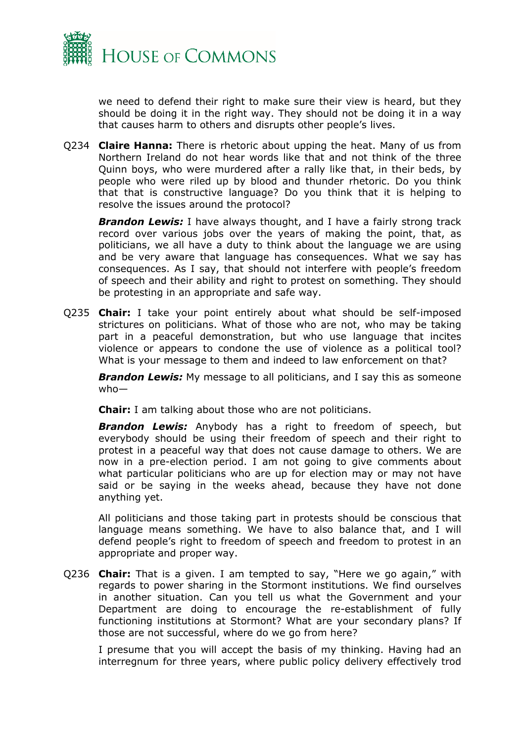we need to defend their right to make sure their view is heard, but they should be doing it in the right way. They should not be doing it in a way that causes harm to others and disrupts other people's lives.

Q234 **Claire Hanna:** There is rhetoric about upping the heat. Many of us from Northern Ireland do not hear words like that and not think of the three Quinn boys, who were murdered after a rally like that, in their beds, by people who were riled up by blood and thunder rhetoric. Do you think that that is constructive language? Do you think that it is helping to resolve the issues around the protocol?

***Brandon Lewis:*** I have always thought, and I have a fairly strong track record over various jobs over the years of making the point, that, as politicians, we all have a duty to think about the language we are using and be very aware that language has consequences. What we say has consequences. As I say, that should not interfere with people's freedom of speech and their ability and right to protest on something. They should be protesting in an appropriate and safe way.

Q235 **Chair:** I take your point entirely about what should be self-imposed strictures on politicians. What of those who are not, who may be taking part in a peaceful demonstration, but who use language that incites violence or appears to condone the use of violence as a political tool? What is your message to them and indeed to law enforcement on that?

***Brandon Lewis:*** My message to all politicians, and I say this as someone who—

**Chair:** I am talking about those who are not politicians.

***Brandon Lewis:*** Anybody has a right to freedom of speech, but everybody should be using their freedom of speech and their right to protest in a peaceful way that does not cause damage to others. We are now in a pre-election period. I am not going to give comments about what particular politicians who are up for election may or may not have said or be saying in the weeks ahead, because they have not done anything yet.

All politicians and those taking part in protests should be conscious that language means something. We have to also balance that, and I will defend people's right to freedom of speech and freedom to protest in an appropriate and proper way.

Q236 **Chair:** That is a given. I am tempted to say, "Here we go again," with regards to power sharing in the Stormont institutions. We find ourselves in another situation. Can you tell us what the Government and your Department are doing to encourage the re-establishment of fully functioning institutions at Stormont? What are your secondary plans? If those are not successful, where do we go from here?

I presume that you will accept the basis of my thinking. Having had an interregnum for three years, where public policy delivery effectively trod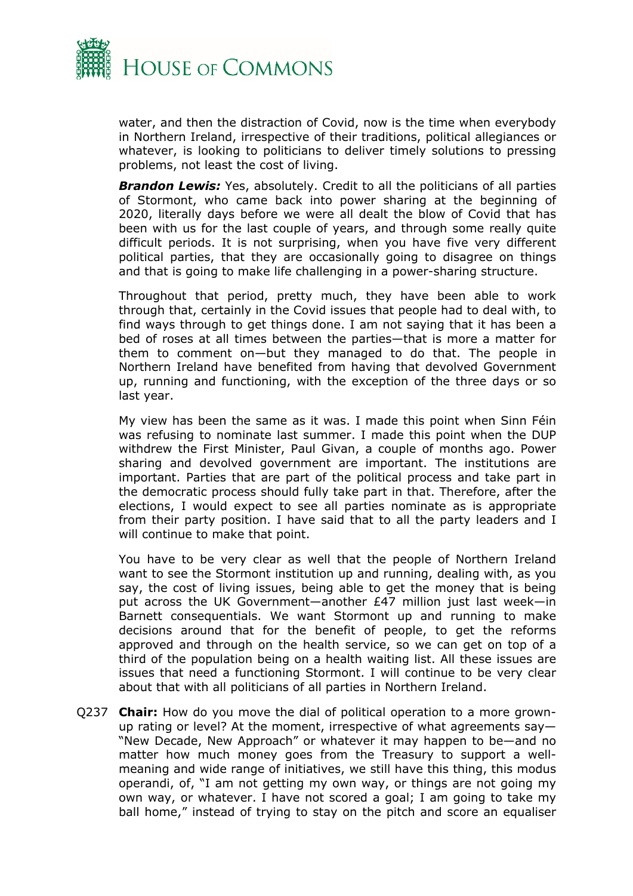water, and then the distraction of Covid, now is the time when everybody in Northern Ireland, irrespective of their traditions, political allegiances or whatever, is looking to politicians to deliver timely solutions to pressing problems, not least the cost of living.

***Brandon Lewis:*** Yes, absolutely. Credit to all the politicians of all parties of Stormont, who came back into power sharing at the beginning of 2020, literally days before we were all dealt the blow of Covid that has been with us for the last couple of years, and through some really quite difficult periods. It is not surprising, when you have five very different political parties, that they are occasionally going to disagree on things and that is going to make life challenging in a power-sharing structure.

Throughout that period, pretty much, they have been able to work through that, certainly in the Covid issues that people had to deal with, to find ways through to get things done. I am not saying that it has been a bed of roses at all times between the parties—that is more a matter for them to comment on—but they managed to do that. The people in Northern Ireland have benefited from having that devolved Government up, running and functioning, with the exception of the three days or so last year.

My view has been the same as it was. I made this point when Sinn Féin was refusing to nominate last summer. I made this point when the DUP withdrew the First Minister, Paul Givan, a couple of months ago. Power sharing and devolved government are important. The institutions are important. Parties that are part of the political process and take part in the democratic process should fully take part in that. Therefore, after the elections, I would expect to see all parties nominate as is appropriate from their party position. I have said that to all the party leaders and I will continue to make that point.

You have to be very clear as well that the people of Northern Ireland want to see the Stormont institution up and running, dealing with, as you say, the cost of living issues, being able to get the money that is being put across the UK Government—another £47 million just last week—in Barnett consequentials. We want Stormont up and running to make decisions around that for the benefit of people, to get the reforms approved and through on the health service, so we can get on top of a third of the population being on a health waiting list. All these issues are issues that need a functioning Stormont. I will continue to be very clear about that with all politicians of all parties in Northern Ireland.

Q237 **Chair:** How do you move the dial of political operation to a more grown-up rating or level? At the moment, irrespective of what agreements say—"New Decade, New Approach" or whatever it may happen to be—and no matter how much money goes from the Treasury to support a well-meaning and wide range of initiatives, we still have this thing, this modus operandi, of, "I am not getting my own way, or things are not going my own way, or whatever. I have not scored a goal; I am going to take my ball home," instead of trying to stay on the pitch and score an equaliser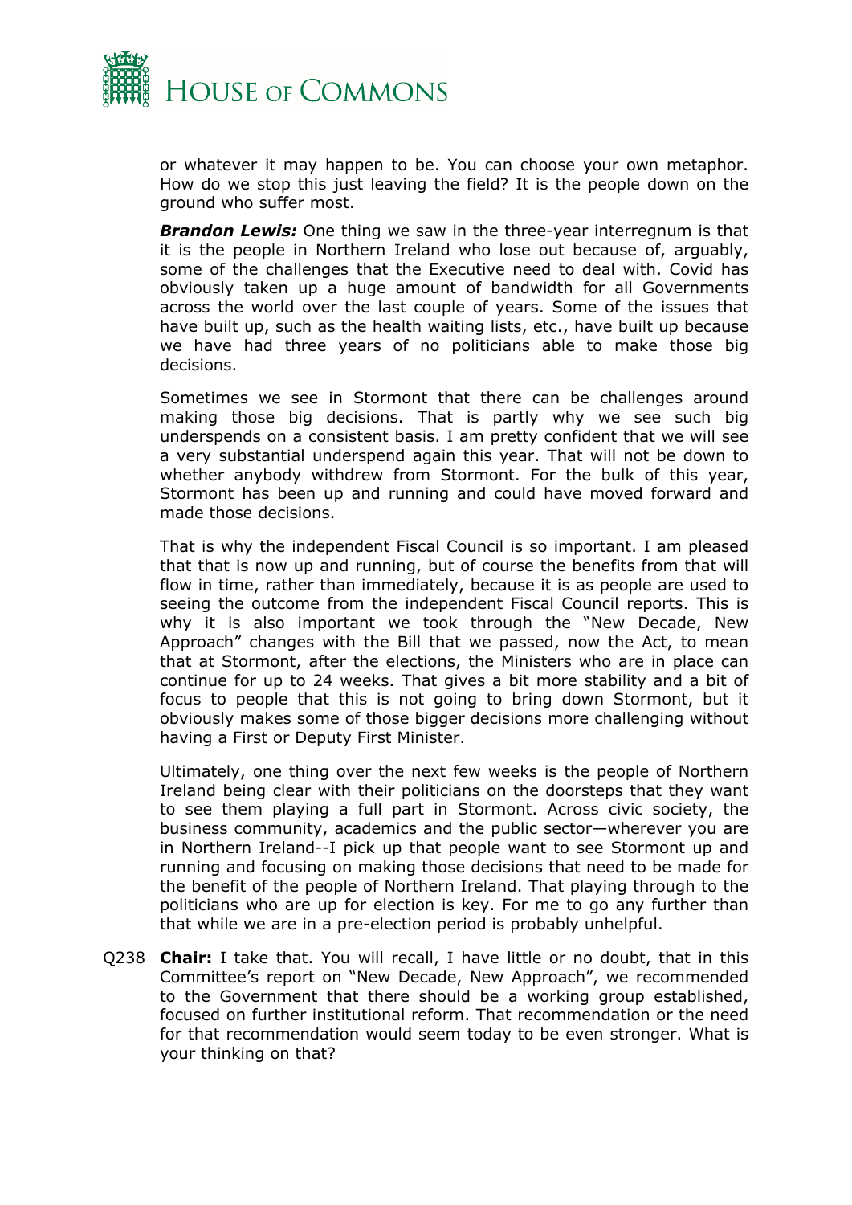or whatever it may happen to be. You can choose your own metaphor. How do we stop this just leaving the field? It is the people down on the ground who suffer most.

***Brandon Lewis:*** One thing we saw in the three-year interregnum is that it is the people in Northern Ireland who lose out because of, arguably, some of the challenges that the Executive need to deal with. Covid has obviously taken up a huge amount of bandwidth for all Governments across the world over the last couple of years. Some of the issues that have built up, such as the health waiting lists, etc., have built up because we have had three years of no politicians able to make those big decisions.

Sometimes we see in Stormont that there can be challenges around making those big decisions. That is partly why we see such big underspends on a consistent basis. I am pretty confident that we will see a very substantial underspend again this year. That will not be down to whether anybody withdrew from Stormont. For the bulk of this year, Stormont has been up and running and could have moved forward and made those decisions.

That is why the independent Fiscal Council is so important. I am pleased that that is now up and running, but of course the benefits from that will flow in time, rather than immediately, because it is as people are used to seeing the outcome from the independent Fiscal Council reports. This is why it is also important we took through the "New Decade, New Approach" changes with the Bill that we passed, now the Act, to mean that at Stormont, after the elections, the Ministers who are in place can continue for up to 24 weeks. That gives a bit more stability and a bit of focus to people that this is not going to bring down Stormont, but it obviously makes some of those bigger decisions more challenging without having a First or Deputy First Minister.

Ultimately, one thing over the next few weeks is the people of Northern Ireland being clear with their politicians on the doorsteps that they want to see them playing a full part in Stormont. Across civic society, the business community, academics and the public sector—wherever you are in Northern Ireland--I pick up that people want to see Stormont up and running and focusing on making those decisions that need to be made for the benefit of the people of Northern Ireland. That playing through to the politicians who are up for election is key. For me to go any further than that while we are in a pre-election period is probably unhelpful.

Q238 **Chair:** I take that. You will recall, I have little or no doubt, that in this Committee's report on "New Decade, New Approach", we recommended to the Government that there should be a working group established, focused on further institutional reform. That recommendation or the need for that recommendation would seem today to be even stronger. What is your thinking on that?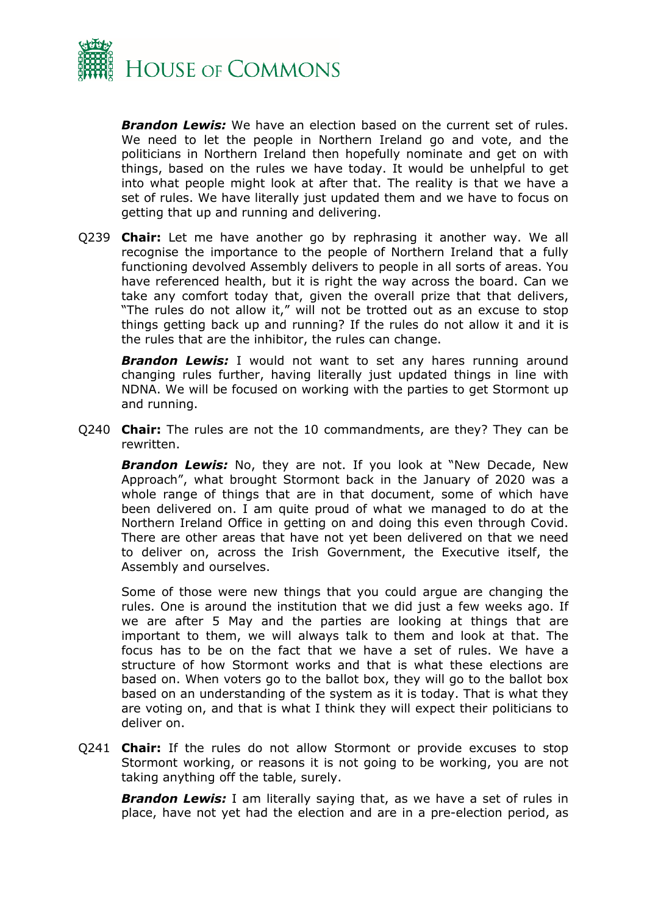***Brandon Lewis:*** We have an election based on the current set of rules. We need to let the people in Northern Ireland go and vote, and the politicians in Northern Ireland then hopefully nominate and get on with things, based on the rules we have today. It would be unhelpful to get into what people might look at after that. The reality is that we have a set of rules. We have literally just updated them and we have to focus on getting that up and running and delivering.

Q239 **Chair:** Let me have another go by rephrasing it another way. We all recognise the importance to the people of Northern Ireland that a fully functioning devolved Assembly delivers to people in all sorts of areas. You have referenced health, but it is right the way across the board. Can we take any comfort today that, given the overall prize that that delivers, "The rules do not allow it," will not be trotted out as an excuse to stop things getting back up and running? If the rules do not allow it and it is the rules that are the inhibitor, the rules can change.

***Brandon Lewis:*** I would not want to set any hares running around changing rules further, having literally just updated things in line with NDNA. We will be focused on working with the parties to get Stormont up and running.

Q240 **Chair:** The rules are not the 10 commandments, are they? They can be rewritten.

***Brandon Lewis:*** No, they are not. If you look at "New Decade, New Approach", what brought Stormont back in the January of 2020 was a whole range of things that are in that document, some of which have been delivered on. I am quite proud of what we managed to do at the Northern Ireland Office in getting on and doing this even through Covid. There are other areas that have not yet been delivered on that we need to deliver on, across the Irish Government, the Executive itself, the Assembly and ourselves.

Some of those were new things that you could argue are changing the rules. One is around the institution that we did just a few weeks ago. If we are after 5 May and the parties are looking at things that are important to them, we will always talk to them and look at that. The focus has to be on the fact that we have a set of rules. We have a structure of how Stormont works and that is what these elections are based on. When voters go to the ballot box, they will go to the ballot box based on an understanding of the system as it is today. That is what they are voting on, and that is what I think they will expect their politicians to deliver on.

Q241 **Chair:** If the rules do not allow Stormont or provide excuses to stop Stormont working, or reasons it is not going to be working, you are not taking anything off the table, surely.

***Brandon Lewis:*** I am literally saying that, as we have a set of rules in place, have not yet had the election and are in a pre-election period, as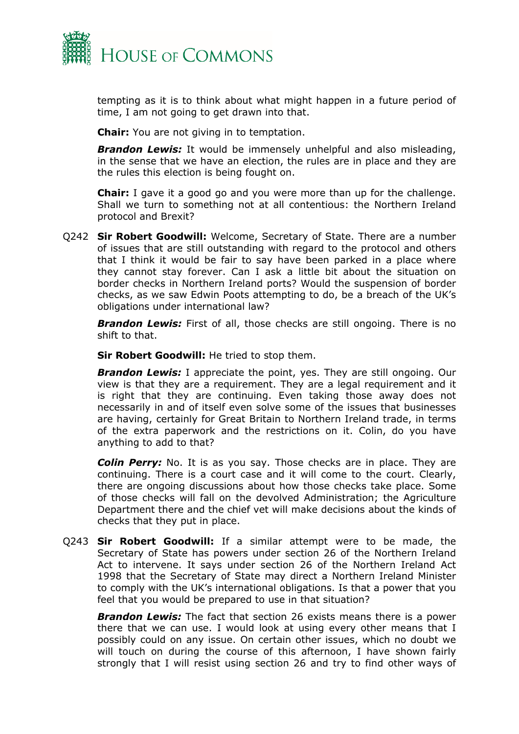tempting as it is to think about what might happen in a future period of time, I am not going to get drawn into that.

**Chair:** You are not giving in to temptation.

***Brandon Lewis:*** It would be immensely unhelpful and also misleading, in the sense that we have an election, the rules are in place and they are the rules this election is being fought on.

**Chair:** I gave it a good go and you were more than up for the challenge. Shall we turn to something not at all contentious: the Northern Ireland protocol and Brexit?

Q242 **Sir Robert Goodwill:** Welcome, Secretary of State. There are a number of issues that are still outstanding with regard to the protocol and others that I think it would be fair to say have been parked in a place where they cannot stay forever. Can I ask a little bit about the situation on border checks in Northern Ireland ports? Would the suspension of border checks, as we saw Edwin Poots attempting to do, be a breach of the UK's obligations under international law?

***Brandon Lewis:*** First of all, those checks are still ongoing. There is no shift to that.

**Sir Robert Goodwill:** He tried to stop them.

***Brandon Lewis:*** I appreciate the point, yes. They are still ongoing. Our view is that they are a requirement. They are a legal requirement and it is right that they are continuing. Even taking those away does not necessarily in and of itself even solve some of the issues that businesses are having, certainly for Great Britain to Northern Ireland trade, in terms of the extra paperwork and the restrictions on it. Colin, do you have anything to add to that?

***Colin Perry:*** No. It is as you say. Those checks are in place. They are continuing. There is a court case and it will come to the court. Clearly, there are ongoing discussions about how those checks take place. Some of those checks will fall on the devolved Administration; the Agriculture Department there and the chief vet will make decisions about the kinds of checks that they put in place.

Q243 **Sir Robert Goodwill:** If a similar attempt were to be made, the Secretary of State has powers under section 26 of the Northern Ireland Act to intervene. It says under section 26 of the Northern Ireland Act 1998 that the Secretary of State may direct a Northern Ireland Minister to comply with the UK's international obligations. Is that a power that you feel that you would be prepared to use in that situation?

***Brandon Lewis:*** The fact that section 26 exists means there is a power there that we can use. I would look at using every other means that I possibly could on any issue. On certain other issues, which no doubt we will touch on during the course of this afternoon, I have shown fairly strongly that I will resist using section 26 and try to find other ways of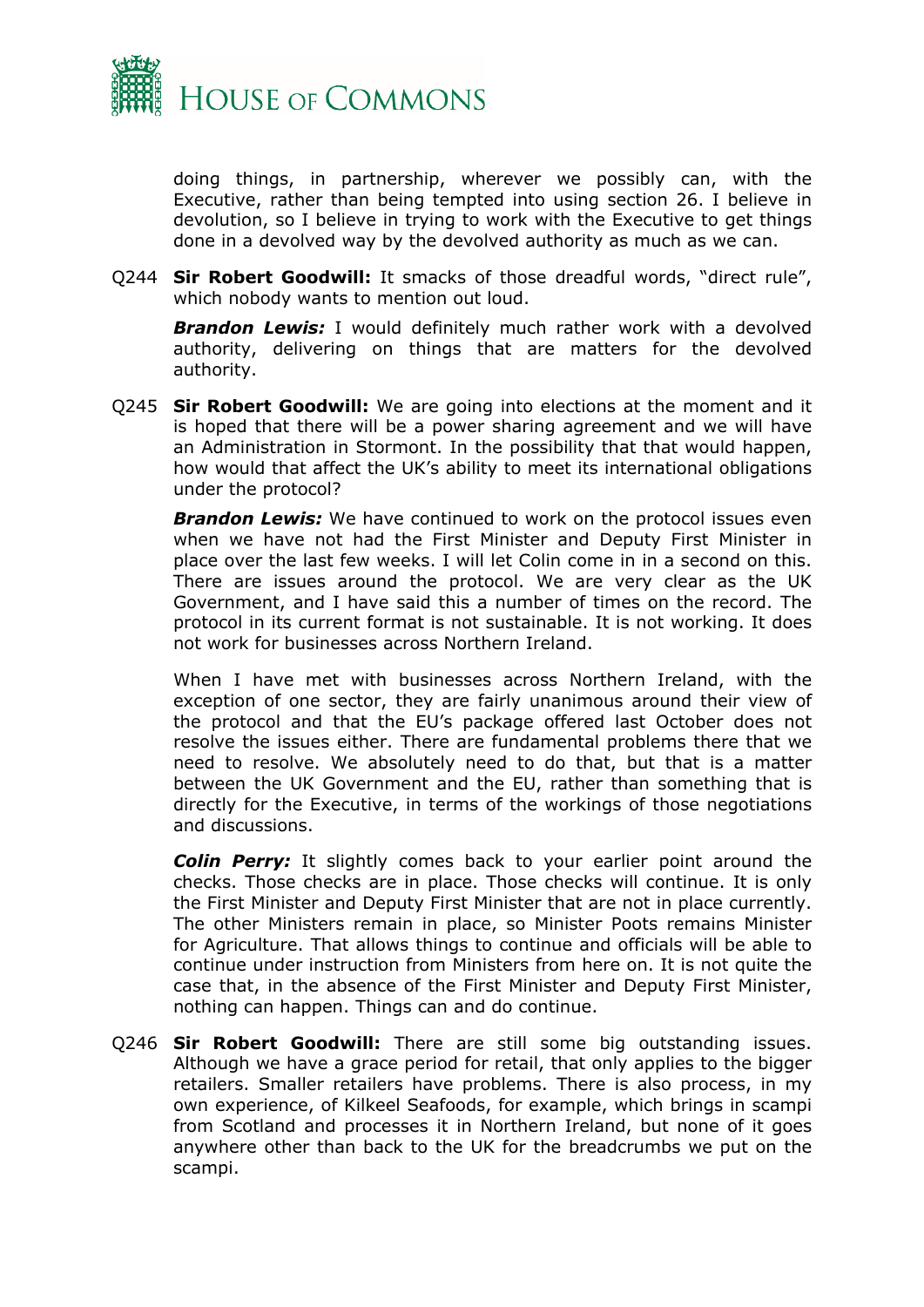doing things, in partnership, wherever we possibly can, with the Executive, rather than being tempted into using section 26. I believe in devolution, so I believe in trying to work with the Executive to get things done in a devolved way by the devolved authority as much as we can.

Q244 **Sir Robert Goodwill:** It smacks of those dreadful words, "direct rule", which nobody wants to mention out loud.

***Brandon Lewis:*** I would definitely much rather work with a devolved authority, delivering on things that are matters for the devolved authority.

Q245 **Sir Robert Goodwill:** We are going into elections at the moment and it is hoped that there will be a power sharing agreement and we will have an Administration in Stormont. In the possibility that that would happen, how would that affect the UK's ability to meet its international obligations under the protocol?

***Brandon Lewis:*** We have continued to work on the protocol issues even when we have not had the First Minister and Deputy First Minister in place over the last few weeks. I will let Colin come in in a second on this. There are issues around the protocol. We are very clear as the UK Government, and I have said this a number of times on the record. The protocol in its current format is not sustainable. It is not working. It does not work for businesses across Northern Ireland.

When I have met with businesses across Northern Ireland, with the exception of one sector, they are fairly unanimous around their view of the protocol and that the EU's package offered last October does not resolve the issues either. There are fundamental problems there that we need to resolve. We absolutely need to do that, but that is a matter between the UK Government and the EU, rather than something that is directly for the Executive, in terms of the workings of those negotiations and discussions.

***Colin Perry:*** It slightly comes back to your earlier point around the checks. Those checks are in place. Those checks will continue. It is only the First Minister and Deputy First Minister that are not in place currently. The other Ministers remain in place, so Minister Poots remains Minister for Agriculture. That allows things to continue and officials will be able to continue under instruction from Ministers from here on. It is not quite the case that, in the absence of the First Minister and Deputy First Minister, nothing can happen. Things can and do continue.

Q246 **Sir Robert Goodwill:** There are still some big outstanding issues. Although we have a grace period for retail, that only applies to the bigger retailers. Smaller retailers have problems. There is also process, in my own experience, of Kilkeel Seafoods, for example, which brings in scampi from Scotland and processes it in Northern Ireland, but none of it goes anywhere other than back to the UK for the breadcrumbs we put on the scampi.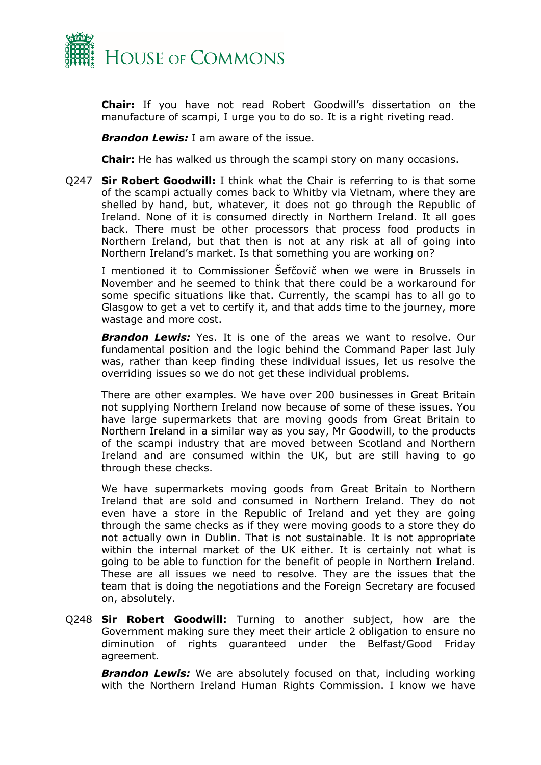**Chair:** If you have not read Robert Goodwill's dissertation on the manufacture of scampi, I urge you to do so. It is a right riveting read.

***Brandon Lewis:*** I am aware of the issue.

**Chair:** He has walked us through the scampi story on many occasions.

Q247 **Sir Robert Goodwill:** I think what the Chair is referring to is that some of the scampi actually comes back to Whitby via Vietnam, where they are shelled by hand, but, whatever, it does not go through the Republic of Ireland. None of it is consumed directly in Northern Ireland. It all goes back. There must be other processors that process food products in Northern Ireland, but that then is not at any risk at all of going into Northern Ireland's market. Is that something you are working on?

I mentioned it to Commissioner Šefčovič when we were in Brussels in November and he seemed to think that there could be a workaround for some specific situations like that. Currently, the scampi has to all go to Glasgow to get a vet to certify it, and that adds time to the journey, more wastage and more cost.

***Brandon Lewis:*** Yes. It is one of the areas we want to resolve. Our fundamental position and the logic behind the Command Paper last July was, rather than keep finding these individual issues, let us resolve the overriding issues so we do not get these individual problems.

There are other examples. We have over 200 businesses in Great Britain not supplying Northern Ireland now because of some of these issues. You have large supermarkets that are moving goods from Great Britain to Northern Ireland in a similar way as you say, Mr Goodwill, to the products of the scampi industry that are moved between Scotland and Northern Ireland and are consumed within the UK, but are still having to go through these checks.

We have supermarkets moving goods from Great Britain to Northern Ireland that are sold and consumed in Northern Ireland. They do not even have a store in the Republic of Ireland and yet they are going through the same checks as if they were moving goods to a store they do not actually own in Dublin. That is not sustainable. It is not appropriate within the internal market of the UK either. It is certainly not what is going to be able to function for the benefit of people in Northern Ireland. These are all issues we need to resolve. They are the issues that the team that is doing the negotiations and the Foreign Secretary are focused on, absolutely.

Q248 **Sir Robert Goodwill:** Turning to another subject, how are the Government making sure they meet their article 2 obligation to ensure no diminution of rights guaranteed under the Belfast/Good Friday agreement.

***Brandon Lewis:*** We are absolutely focused on that, including working with the Northern Ireland Human Rights Commission. I know we have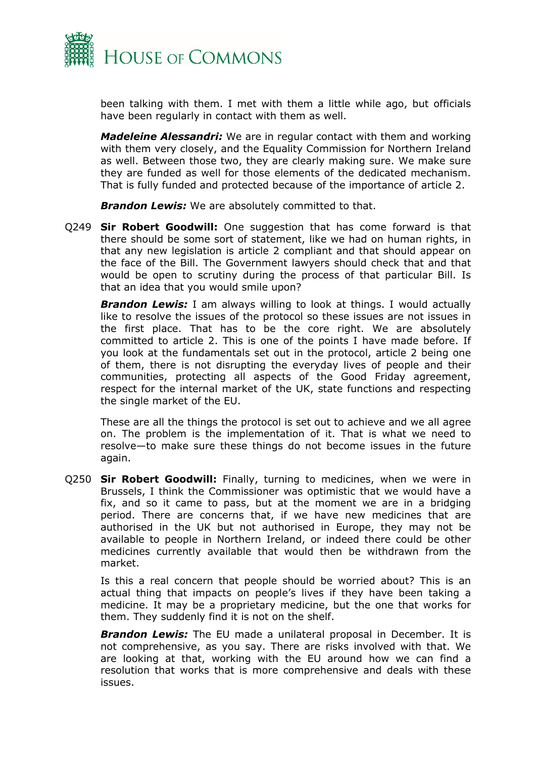been talking with them. I met with them a little while ago, but officials have been regularly in contact with them as well.

***Madeleine Alessandri:*** We are in regular contact with them and working with them very closely, and the Equality Commission for Northern Ireland as well. Between those two, they are clearly making sure. We make sure they are funded as well for those elements of the dedicated mechanism. That is fully funded and protected because of the importance of article 2.

***Brandon Lewis:*** We are absolutely committed to that.

Q249 **Sir Robert Goodwill:** One suggestion that has come forward is that there should be some sort of statement, like we had on human rights, in that any new legislation is article 2 compliant and that should appear on the face of the Bill. The Government lawyers should check that and that would be open to scrutiny during the process of that particular Bill. Is that an idea that you would smile upon?

***Brandon Lewis:*** I am always willing to look at things. I would actually like to resolve the issues of the protocol so these issues are not issues in the first place. That has to be the core right. We are absolutely committed to article 2. This is one of the points I have made before. If you look at the fundamentals set out in the protocol, article 2 being one of them, there is not disrupting the everyday lives of people and their communities, protecting all aspects of the Good Friday agreement, respect for the internal market of the UK, state functions and respecting the single market of the EU.

These are all the things the protocol is set out to achieve and we all agree on. The problem is the implementation of it. That is what we need to resolve—to make sure these things do not become issues in the future again.

Q250 **Sir Robert Goodwill:** Finally, turning to medicines, when we were in Brussels, I think the Commissioner was optimistic that we would have a fix, and so it came to pass, but at the moment we are in a bridging period. There are concerns that, if we have new medicines that are authorised in the UK but not authorised in Europe, they may not be available to people in Northern Ireland, or indeed there could be other medicines currently available that would then be withdrawn from the market.

Is this a real concern that people should be worried about? This is an actual thing that impacts on people's lives if they have been taking a medicine. It may be a proprietary medicine, but the one that works for them. They suddenly find it is not on the shelf.

***Brandon Lewis:*** The EU made a unilateral proposal in December. It is not comprehensive, as you say. There are risks involved with that. We are looking at that, working with the EU around how we can find a resolution that works that is more comprehensive and deals with these issues.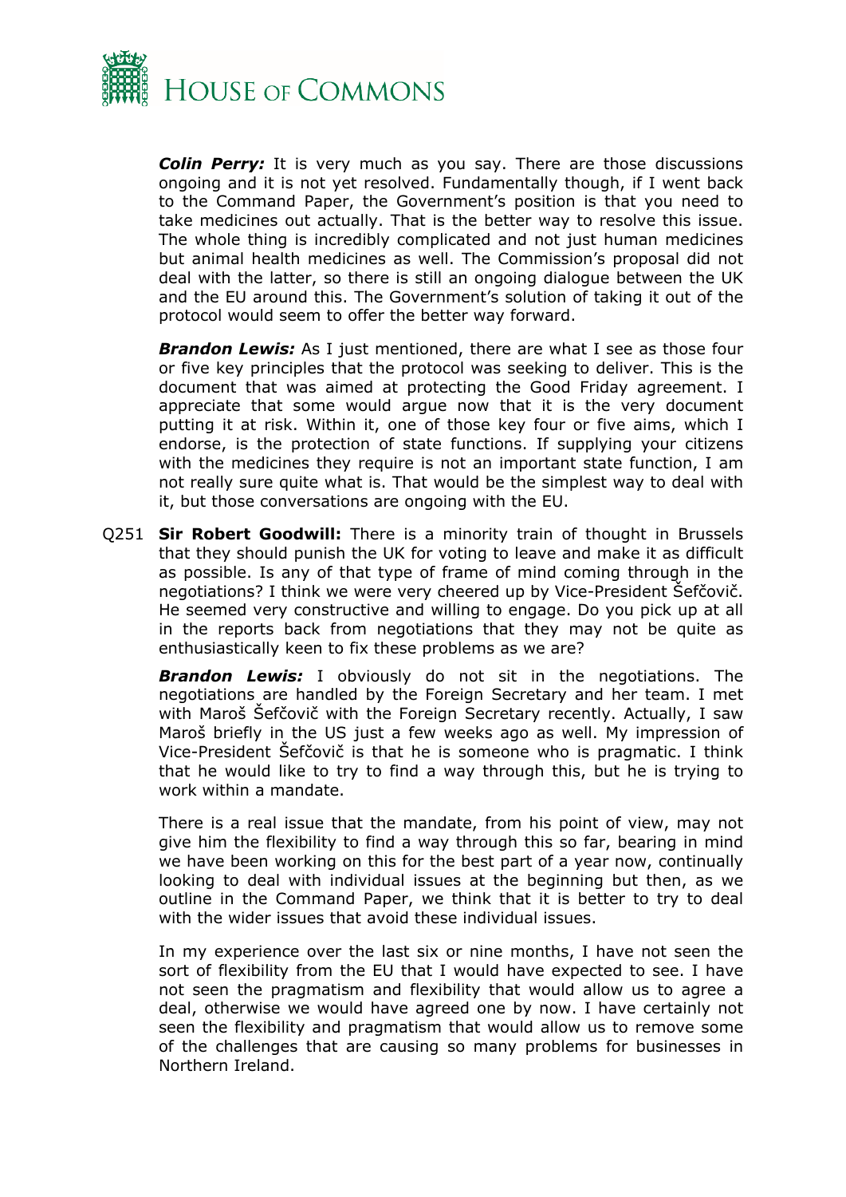***Colin Perry:*** It is very much as you say. There are those discussions ongoing and it is not yet resolved. Fundamentally though, if I went back to the Command Paper, the Government's position is that you need to take medicines out actually. That is the better way to resolve this issue. The whole thing is incredibly complicated and not just human medicines but animal health medicines as well. The Commission's proposal did not deal with the latter, so there is still an ongoing dialogue between the UK and the EU around this. The Government's solution of taking it out of the protocol would seem to offer the better way forward.

***Brandon Lewis:*** As I just mentioned, there are what I see as those four or five key principles that the protocol was seeking to deliver. This is the document that was aimed at protecting the Good Friday agreement. I appreciate that some would argue now that it is the very document putting it at risk. Within it, one of those key four or five aims, which I endorse, is the protection of state functions. If supplying your citizens with the medicines they require is not an important state function, I am not really sure quite what is. That would be the simplest way to deal with it, but those conversations are ongoing with the EU.

Q251 **Sir Robert Goodwill:** There is a minority train of thought in Brussels that they should punish the UK for voting to leave and make it as difficult as possible. Is any of that type of frame of mind coming through in the negotiations? I think we were very cheered up by Vice-President Šefčovič. He seemed very constructive and willing to engage. Do you pick up at all in the reports back from negotiations that they may not be quite as enthusiastically keen to fix these problems as we are?

***Brandon Lewis:*** I obviously do not sit in the negotiations. The negotiations are handled by the Foreign Secretary and her team. I met with Maroš Šefčovič with the Foreign Secretary recently. Actually, I saw Maroš briefly in the US just a few weeks ago as well. My impression of Vice-President Šefčovič is that he is someone who is pragmatic. I think that he would like to try to find a way through this, but he is trying to work within a mandate.

There is a real issue that the mandate, from his point of view, may not give him the flexibility to find a way through this so far, bearing in mind we have been working on this for the best part of a year now, continually looking to deal with individual issues at the beginning but then, as we outline in the Command Paper, we think that it is better to try to deal with the wider issues that avoid these individual issues.

In my experience over the last six or nine months, I have not seen the sort of flexibility from the EU that I would have expected to see. I have not seen the pragmatism and flexibility that would allow us to agree a deal, otherwise we would have agreed one by now. I have certainly not seen the flexibility and pragmatism that would allow us to remove some of the challenges that are causing so many problems for businesses in Northern Ireland.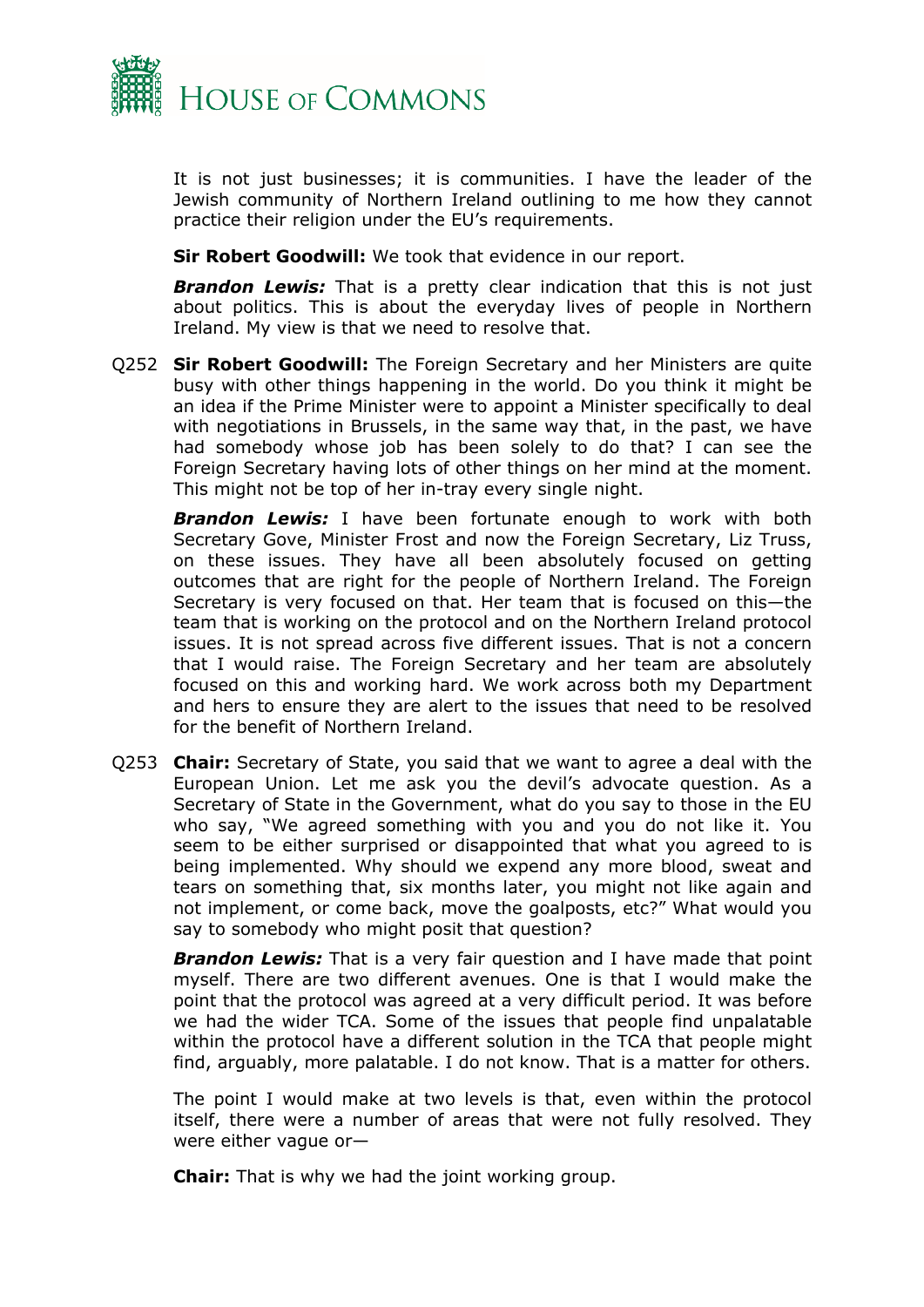It is not just businesses; it is communities. I have the leader of the Jewish community of Northern Ireland outlining to me how they cannot practice their religion under the EU's requirements.

**Sir Robert Goodwill:** We took that evidence in our report.

***Brandon Lewis:*** That is a pretty clear indication that this is not just about politics. This is about the everyday lives of people in Northern Ireland. My view is that we need to resolve that.

Q252 **Sir Robert Goodwill:** The Foreign Secretary and her Ministers are quite busy with other things happening in the world. Do you think it might be an idea if the Prime Minister were to appoint a Minister specifically to deal with negotiations in Brussels, in the same way that, in the past, we have had somebody whose job has been solely to do that? I can see the Foreign Secretary having lots of other things on her mind at the moment. This might not be top of her in-tray every single night.

***Brandon Lewis:*** I have been fortunate enough to work with both Secretary Gove, Minister Frost and now the Foreign Secretary, Liz Truss, on these issues. They have all been absolutely focused on getting outcomes that are right for the people of Northern Ireland. The Foreign Secretary is very focused on that. Her team that is focused on this—the team that is working on the protocol and on the Northern Ireland protocol issues. It is not spread across five different issues. That is not a concern that I would raise. The Foreign Secretary and her team are absolutely focused on this and working hard. We work across both my Department and hers to ensure they are alert to the issues that need to be resolved for the benefit of Northern Ireland.

Q253 **Chair:** Secretary of State, you said that we want to agree a deal with the European Union. Let me ask you the devil's advocate question. As a Secretary of State in the Government, what do you say to those in the EU who say, "We agreed something with you and you do not like it. You seem to be either surprised or disappointed that what you agreed to is being implemented. Why should we expend any more blood, sweat and tears on something that, six months later, you might not like again and not implement, or come back, move the goalposts, etc?" What would you say to somebody who might posit that question?

***Brandon Lewis:*** That is a very fair question and I have made that point myself. There are two different avenues. One is that I would make the point that the protocol was agreed at a very difficult period. It was before we had the wider TCA. Some of the issues that people find unpalatable within the protocol have a different solution in the TCA that people might find, arguably, more palatable. I do not know. That is a matter for others.

The point I would make at two levels is that, even within the protocol itself, there were a number of areas that were not fully resolved. They were either vague or—

**Chair:** That is why we had the joint working group.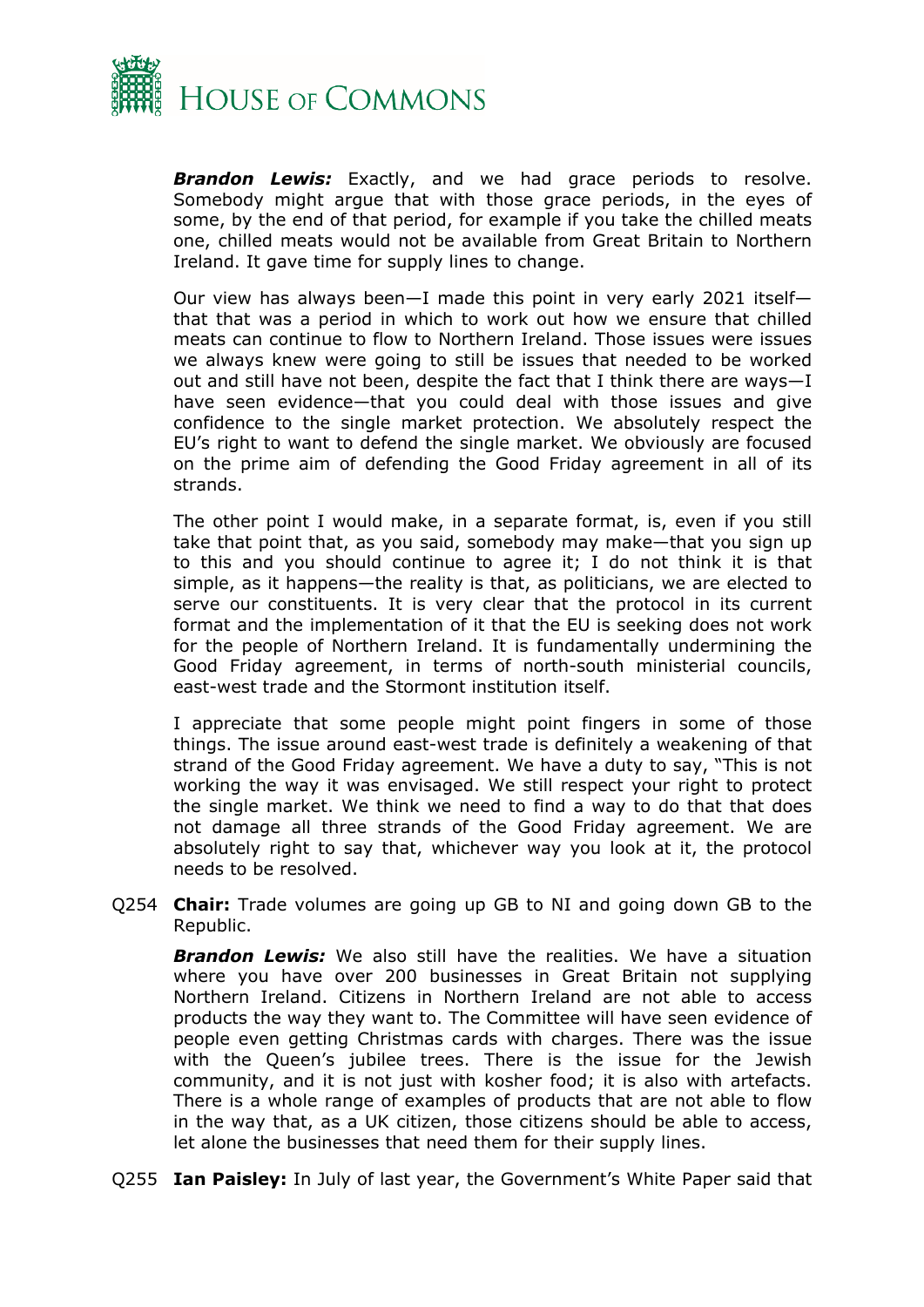***Brandon Lewis:*** Exactly, and we had grace periods to resolve. Somebody might argue that with those grace periods, in the eyes of some, by the end of that period, for example if you take the chilled meats one, chilled meats would not be available from Great Britain to Northern Ireland. It gave time for supply lines to change.

Our view has always been—I made this point in very early 2021 itself—that that was a period in which to work out how we ensure that chilled meats can continue to flow to Northern Ireland. Those issues were issues we always knew were going to still be issues that needed to be worked out and still have not been, despite the fact that I think there are ways—I have seen evidence—that you could deal with those issues and give confidence to the single market protection. We absolutely respect the EU's right to want to defend the single market. We obviously are focused on the prime aim of defending the Good Friday agreement in all of its strands.

The other point I would make, in a separate format, is, even if you still take that point that, as you said, somebody may make—that you sign up to this and you should continue to agree it; I do not think it is that simple, as it happens—the reality is that, as politicians, we are elected to serve our constituents. It is very clear that the protocol in its current format and the implementation of it that the EU is seeking does not work for the people of Northern Ireland. It is fundamentally undermining the Good Friday agreement, in terms of north-south ministerial councils, east-west trade and the Stormont institution itself.

I appreciate that some people might point fingers in some of those things. The issue around east-west trade is definitely a weakening of that strand of the Good Friday agreement. We have a duty to say, "This is not working the way it was envisaged. We still respect your right to protect the single market. We think we need to find a way to do that that does not damage all three strands of the Good Friday agreement. We are absolutely right to say that, whichever way you look at it, the protocol needs to be resolved.

Q254 **Chair:** Trade volumes are going up GB to NI and going down GB to the Republic.

***Brandon Lewis:*** We also still have the realities. We have a situation where you have over 200 businesses in Great Britain not supplying Northern Ireland. Citizens in Northern Ireland are not able to access products the way they want to. The Committee will have seen evidence of people even getting Christmas cards with charges. There was the issue with the Queen's jubilee trees. There is the issue for the Jewish community, and it is not just with kosher food; it is also with artefacts. There is a whole range of examples of products that are not able to flow in the way that, as a UK citizen, those citizens should be able to access, let alone the businesses that need them for their supply lines.

Q255 **Ian Paisley:** In July of last year, the Government's White Paper said that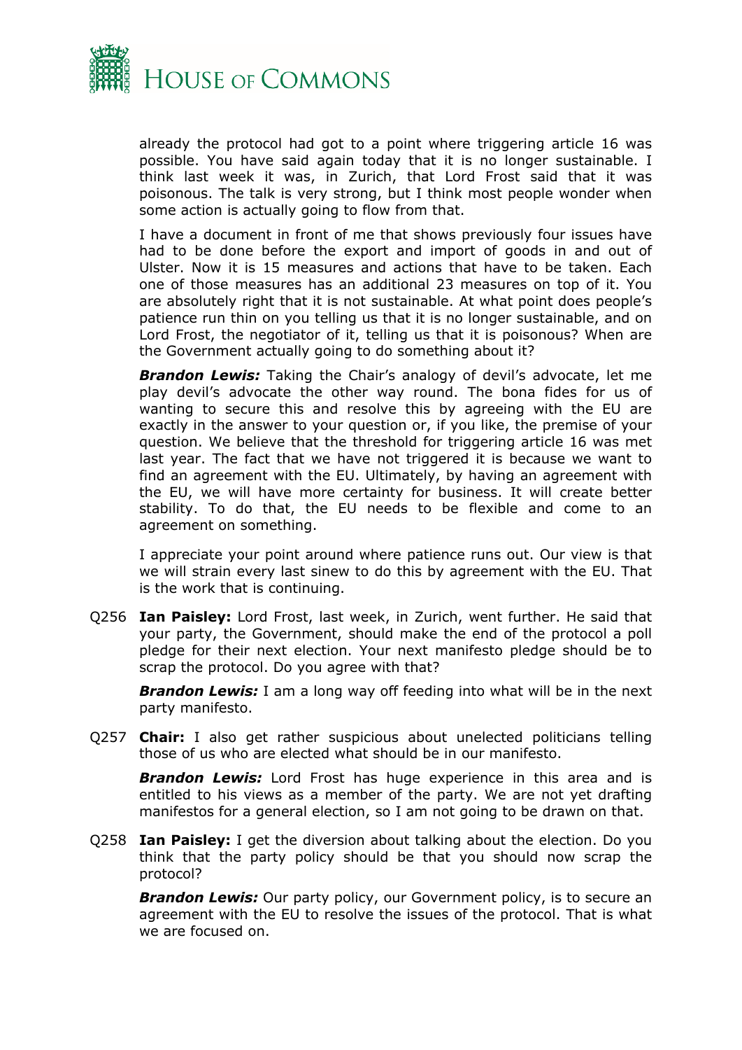already the protocol had got to a point where triggering article 16 was possible. You have said again today that it is no longer sustainable. I think last week it was, in Zurich, that Lord Frost said that it was poisonous. The talk is very strong, but I think most people wonder when some action is actually going to flow from that.

I have a document in front of me that shows previously four issues have had to be done before the export and import of goods in and out of Ulster. Now it is 15 measures and actions that have to be taken. Each one of those measures has an additional 23 measures on top of it. You are absolutely right that it is not sustainable. At what point does people's patience run thin on you telling us that it is no longer sustainable, and on Lord Frost, the negotiator of it, telling us that it is poisonous? When are the Government actually going to do something about it?

***Brandon Lewis:*** Taking the Chair's analogy of devil's advocate, let me play devil's advocate the other way round. The bona fides for us of wanting to secure this and resolve this by agreeing with the EU are exactly in the answer to your question or, if you like, the premise of your question. We believe that the threshold for triggering article 16 was met last year. The fact that we have not triggered it is because we want to find an agreement with the EU. Ultimately, by having an agreement with the EU, we will have more certainty for business. It will create better stability. To do that, the EU needs to be flexible and come to an agreement on something.

I appreciate your point around where patience runs out. Our view is that we will strain every last sinew to do this by agreement with the EU. That is the work that is continuing.

Q256 **Ian Paisley:** Lord Frost, last week, in Zurich, went further. He said that your party, the Government, should make the end of the protocol a poll pledge for their next election. Your next manifesto pledge should be to scrap the protocol. Do you agree with that?

***Brandon Lewis:*** I am a long way off feeding into what will be in the next party manifesto.

Q257 **Chair:** I also get rather suspicious about unelected politicians telling those of us who are elected what should be in our manifesto.

***Brandon Lewis:*** Lord Frost has huge experience in this area and is entitled to his views as a member of the party. We are not yet drafting manifestos for a general election, so I am not going to be drawn on that.

Q258 **Ian Paisley:** I get the diversion about talking about the election. Do you think that the party policy should be that you should now scrap the protocol?

***Brandon Lewis:*** Our party policy, our Government policy, is to secure an agreement with the EU to resolve the issues of the protocol. That is what we are focused on.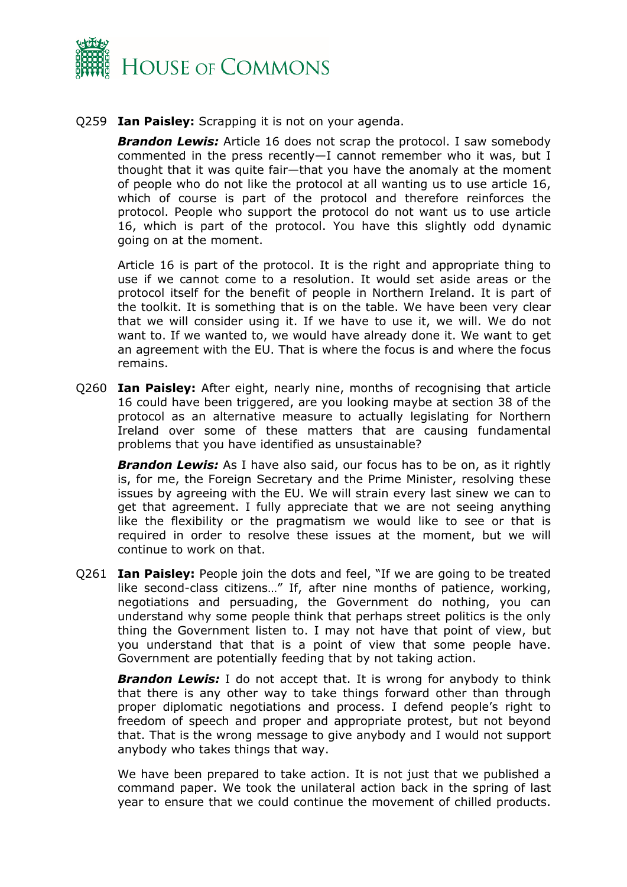Q259 **Ian Paisley:** Scrapping it is not on your agenda.

***Brandon Lewis:*** Article 16 does not scrap the protocol. I saw somebody commented in the press recently—I cannot remember who it was, but I thought that it was quite fair—that you have the anomaly at the moment of people who do not like the protocol at all wanting us to use article 16, which of course is part of the protocol and therefore reinforces the protocol. People who support the protocol do not want us to use article 16, which is part of the protocol. You have this slightly odd dynamic going on at the moment.

Article 16 is part of the protocol. It is the right and appropriate thing to use if we cannot come to a resolution. It would set aside areas or the protocol itself for the benefit of people in Northern Ireland. It is part of the toolkit. It is something that is on the table. We have been very clear that we will consider using it. If we have to use it, we will. We do not want to. If we wanted to, we would have already done it. We want to get an agreement with the EU. That is where the focus is and where the focus remains.

Q260 **Ian Paisley:** After eight, nearly nine, months of recognising that article 16 could have been triggered, are you looking maybe at section 38 of the protocol as an alternative measure to actually legislating for Northern Ireland over some of these matters that are causing fundamental problems that you have identified as unsustainable?

***Brandon Lewis:*** As I have also said, our focus has to be on, as it rightly is, for me, the Foreign Secretary and the Prime Minister, resolving these issues by agreeing with the EU. We will strain every last sinew we can to get that agreement. I fully appreciate that we are not seeing anything like the flexibility or the pragmatism we would like to see or that is required in order to resolve these issues at the moment, but we will continue to work on that.

Q261 **Ian Paisley:** People join the dots and feel, "If we are going to be treated like second-class citizens…" If, after nine months of patience, working, negotiations and persuading, the Government do nothing, you can understand why some people think that perhaps street politics is the only thing the Government listen to. I may not have that point of view, but you understand that that is a point of view that some people have. Government are potentially feeding that by not taking action.

***Brandon Lewis:*** I do not accept that. It is wrong for anybody to think that there is any other way to take things forward other than through proper diplomatic negotiations and process. I defend people's right to freedom of speech and proper and appropriate protest, but not beyond that. That is the wrong message to give anybody and I would not support anybody who takes things that way.

We have been prepared to take action. It is not just that we published a command paper. We took the unilateral action back in the spring of last year to ensure that we could continue the movement of chilled products.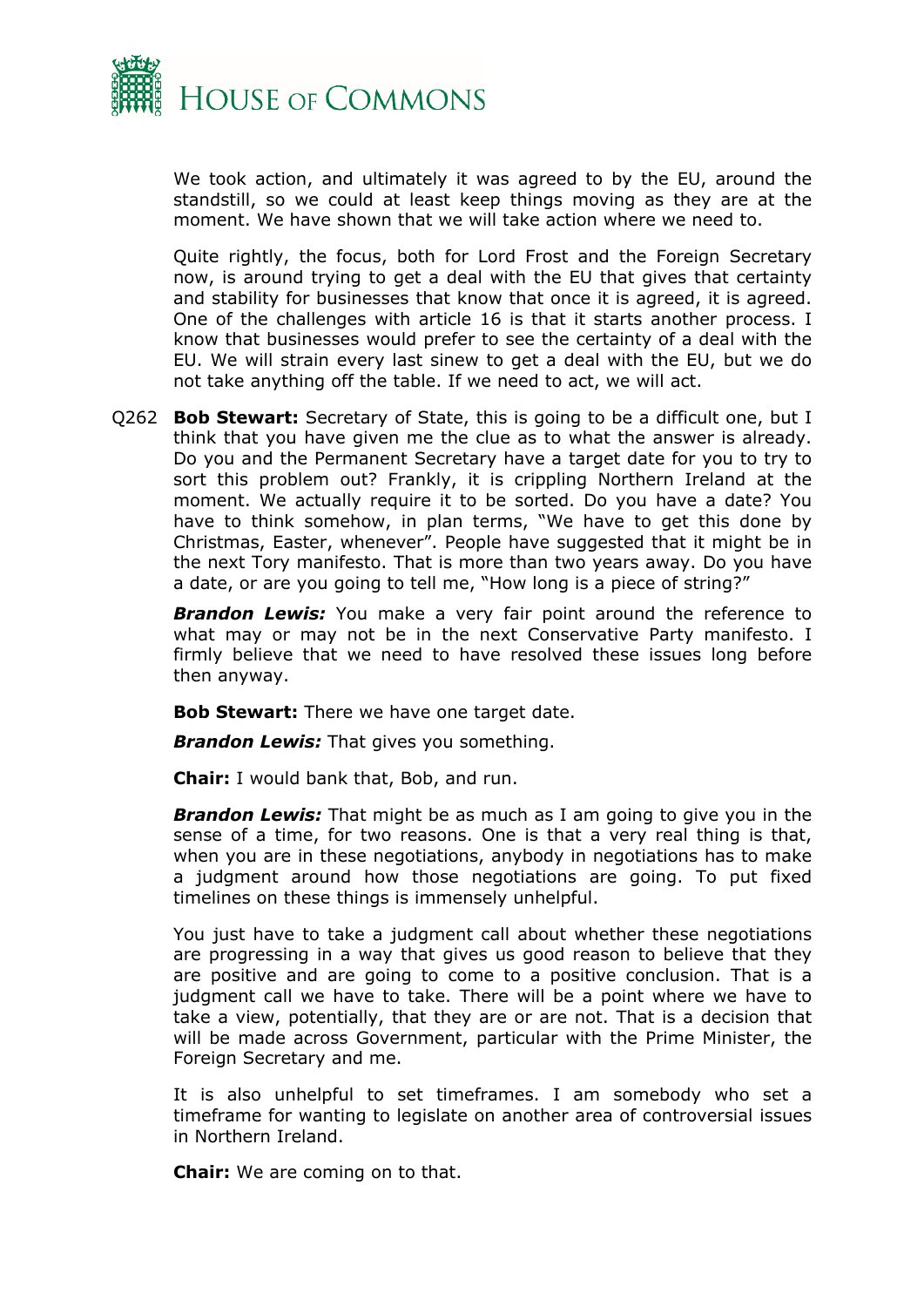We took action, and ultimately it was agreed to by the EU, around the standstill, so we could at least keep things moving as they are at the moment. We have shown that we will take action where we need to.

Quite rightly, the focus, both for Lord Frost and the Foreign Secretary now, is around trying to get a deal with the EU that gives that certainty and stability for businesses that know that once it is agreed, it is agreed. One of the challenges with article 16 is that it starts another process. I know that businesses would prefer to see the certainty of a deal with the EU. We will strain every last sinew to get a deal with the EU, but we do not take anything off the table. If we need to act, we will act.

Q262 **Bob Stewart:** Secretary of State, this is going to be a difficult one, but I think that you have given me the clue as to what the answer is already. Do you and the Permanent Secretary have a target date for you to try to sort this problem out? Frankly, it is crippling Northern Ireland at the moment. We actually require it to be sorted. Do you have a date? You have to think somehow, in plan terms, "We have to get this done by Christmas, Easter, whenever". People have suggested that it might be in the next Tory manifesto. That is more than two years away. Do you have a date, or are you going to tell me, "How long is a piece of string?"

***Brandon Lewis:*** You make a very fair point around the reference to what may or may not be in the next Conservative Party manifesto. I firmly believe that we need to have resolved these issues long before then anyway.

**Bob Stewart:** There we have one target date.

***Brandon Lewis:*** That gives you something.

**Chair:** I would bank that, Bob, and run.

***Brandon Lewis:*** That might be as much as I am going to give you in the sense of a time, for two reasons. One is that a very real thing is that, when you are in these negotiations, anybody in negotiations has to make a judgment around how those negotiations are going. To put fixed timelines on these things is immensely unhelpful.

You just have to take a judgment call about whether these negotiations are progressing in a way that gives us good reason to believe that they are positive and are going to come to a positive conclusion. That is a judgment call we have to take. There will be a point where we have to take a view, potentially, that they are or are not. That is a decision that will be made across Government, particular with the Prime Minister, the Foreign Secretary and me.

It is also unhelpful to set timeframes. I am somebody who set a timeframe for wanting to legislate on another area of controversial issues in Northern Ireland.

**Chair:** We are coming on to that.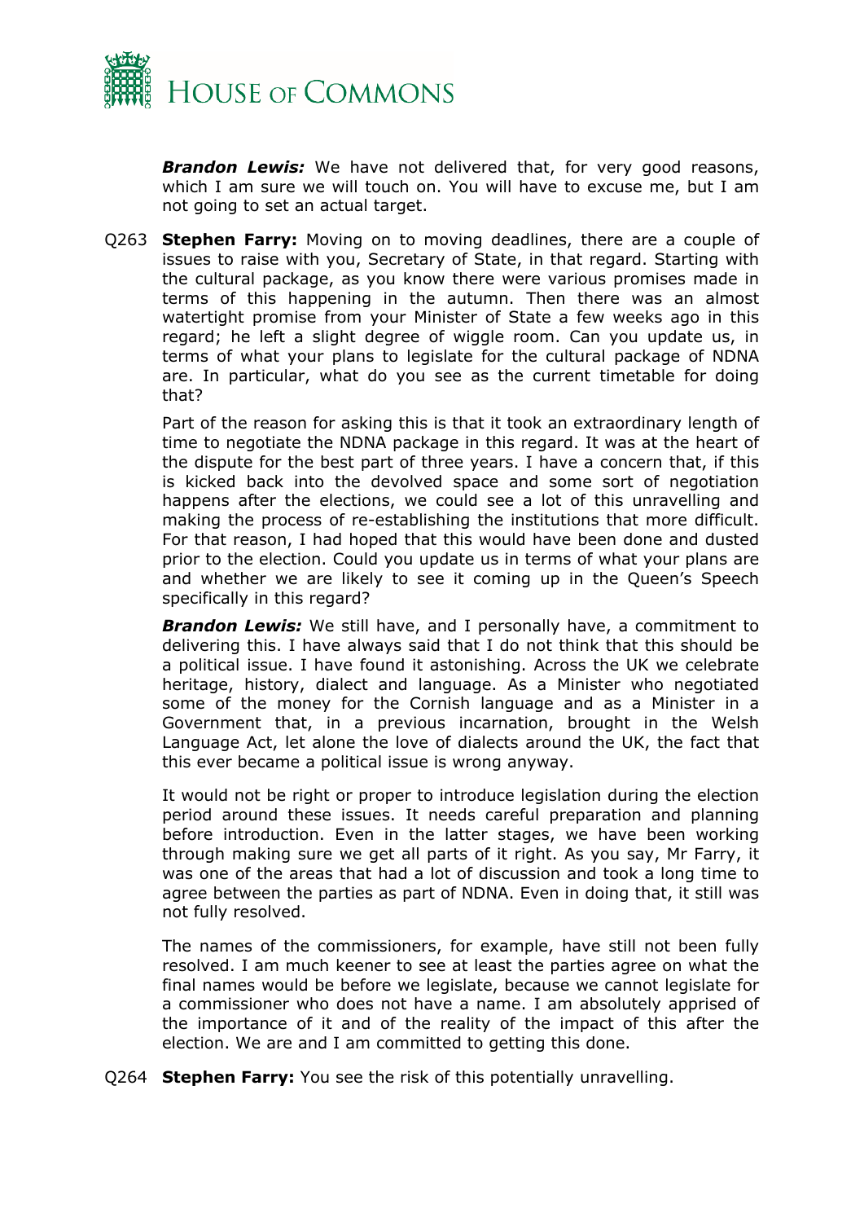***Brandon Lewis:*** We have not delivered that, for very good reasons, which I am sure we will touch on. You will have to excuse me, but I am not going to set an actual target.

Q263 **Stephen Farry:** Moving on to moving deadlines, there are a couple of issues to raise with you, Secretary of State, in that regard. Starting with the cultural package, as you know there were various promises made in terms of this happening in the autumn. Then there was an almost watertight promise from your Minister of State a few weeks ago in this regard; he left a slight degree of wiggle room. Can you update us, in terms of what your plans to legislate for the cultural package of NDNA are. In particular, what do you see as the current timetable for doing that?

Part of the reason for asking this is that it took an extraordinary length of time to negotiate the NDNA package in this regard. It was at the heart of the dispute for the best part of three years. I have a concern that, if this is kicked back into the devolved space and some sort of negotiation happens after the elections, we could see a lot of this unravelling and making the process of re-establishing the institutions that more difficult. For that reason, I had hoped that this would have been done and dusted prior to the election. Could you update us in terms of what your plans are and whether we are likely to see it coming up in the Queen's Speech specifically in this regard?

***Brandon Lewis:*** We still have, and I personally have, a commitment to delivering this. I have always said that I do not think that this should be a political issue. I have found it astonishing. Across the UK we celebrate heritage, history, dialect and language. As a Minister who negotiated some of the money for the Cornish language and as a Minister in a Government that, in a previous incarnation, brought in the Welsh Language Act, let alone the love of dialects around the UK, the fact that this ever became a political issue is wrong anyway.

It would not be right or proper to introduce legislation during the election period around these issues. It needs careful preparation and planning before introduction. Even in the latter stages, we have been working through making sure we get all parts of it right. As you say, Mr Farry, it was one of the areas that had a lot of discussion and took a long time to agree between the parties as part of NDNA. Even in doing that, it still was not fully resolved.

The names of the commissioners, for example, have still not been fully resolved. I am much keener to see at least the parties agree on what the final names would be before we legislate, because we cannot legislate for a commissioner who does not have a name. I am absolutely apprised of the importance of it and of the reality of the impact of this after the election. We are and I am committed to getting this done.

Q264 **Stephen Farry:** You see the risk of this potentially unravelling.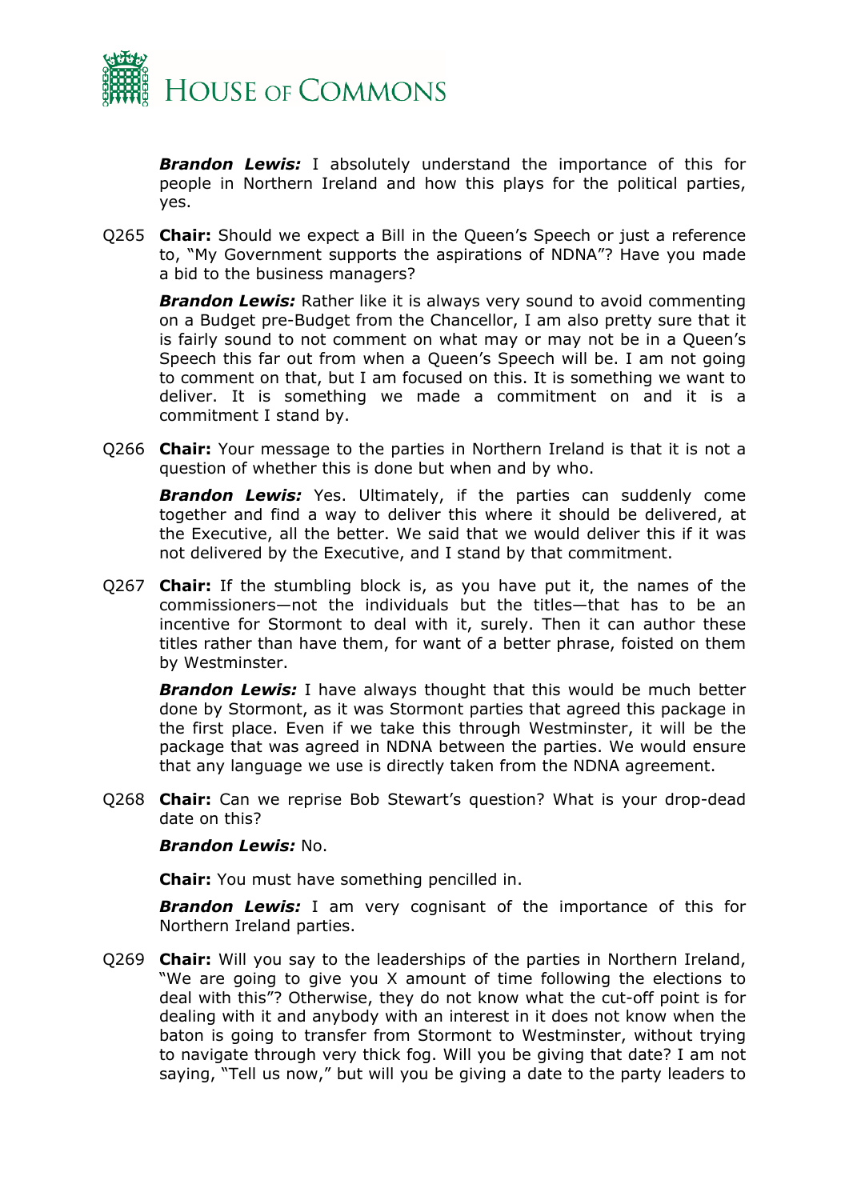***Brandon Lewis:*** I absolutely understand the importance of this for people in Northern Ireland and how this plays for the political parties, yes.

Q265 **Chair:** Should we expect a Bill in the Queen's Speech or just a reference to, "My Government supports the aspirations of NDNA"? Have you made a bid to the business managers?

***Brandon Lewis:*** Rather like it is always very sound to avoid commenting on a Budget pre-Budget from the Chancellor, I am also pretty sure that it is fairly sound to not comment on what may or may not be in a Queen's Speech this far out from when a Queen's Speech will be. I am not going to comment on that, but I am focused on this. It is something we want to deliver. It is something we made a commitment on and it is a commitment I stand by.

Q266 **Chair:** Your message to the parties in Northern Ireland is that it is not a question of whether this is done but when and by who.

***Brandon Lewis:*** Yes. Ultimately, if the parties can suddenly come together and find a way to deliver this where it should be delivered, at the Executive, all the better. We said that we would deliver this if it was not delivered by the Executive, and I stand by that commitment.

Q267 **Chair:** If the stumbling block is, as you have put it, the names of the commissioners—not the individuals but the titles—that has to be an incentive for Stormont to deal with it, surely. Then it can author these titles rather than have them, for want of a better phrase, foisted on them by Westminster.

***Brandon Lewis:*** I have always thought that this would be much better done by Stormont, as it was Stormont parties that agreed this package in the first place. Even if we take this through Westminster, it will be the package that was agreed in NDNA between the parties. We would ensure that any language we use is directly taken from the NDNA agreement.

Q268 **Chair:** Can we reprise Bob Stewart's question? What is your drop-dead date on this?

***Brandon Lewis:*** No.

**Chair:** You must have something pencilled in.

***Brandon Lewis:*** I am very cognisant of the importance of this for Northern Ireland parties.

Q269 **Chair:** Will you say to the leaderships of the parties in Northern Ireland, "We are going to give you X amount of time following the elections to deal with this"? Otherwise, they do not know what the cut-off point is for dealing with it and anybody with an interest in it does not know when the baton is going to transfer from Stormont to Westminster, without trying to navigate through very thick fog. Will you be giving that date? I am not saying, "Tell us now," but will you be giving a date to the party leaders to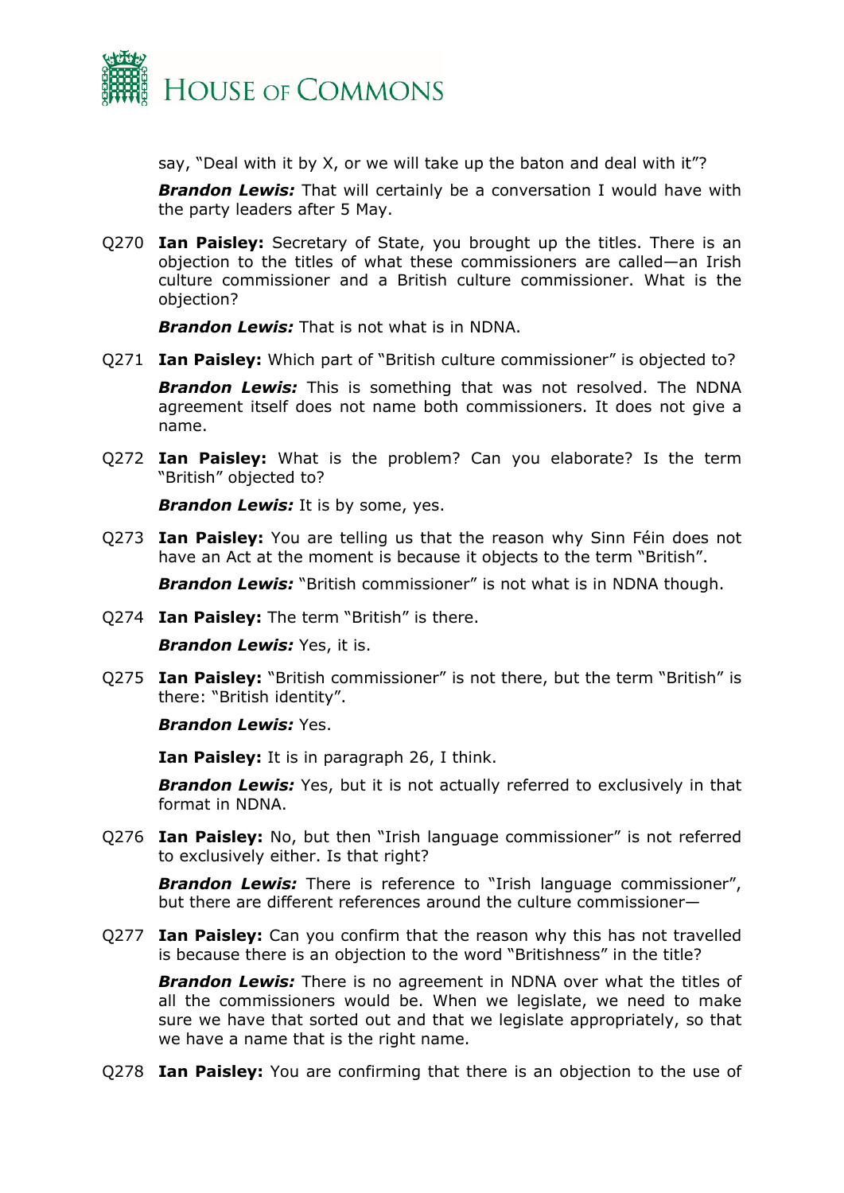say, "Deal with it by X, or we will take up the baton and deal with it"?

***Brandon Lewis:*** That will certainly be a conversation I would have with the party leaders after 5 May.

Q270 **Ian Paisley:** Secretary of State, you brought up the titles. There is an objection to the titles of what these commissioners are called—an Irish culture commissioner and a British culture commissioner. What is the objection?

***Brandon Lewis:*** That is not what is in NDNA.

Q271 **Ian Paisley:** Which part of "British culture commissioner" is objected to?

***Brandon Lewis:*** This is something that was not resolved. The NDNA agreement itself does not name both commissioners. It does not give a name.

Q272 **Ian Paisley:** What is the problem? Can you elaborate? Is the term "British" objected to?

***Brandon Lewis:*** It is by some, yes.

Q273 **Ian Paisley:** You are telling us that the reason why Sinn Féin does not have an Act at the moment is because it objects to the term "British".

***Brandon Lewis:*** "British commissioner" is not what is in NDNA though.

Q274 **Ian Paisley:** The term "British" is there.

***Brandon Lewis:*** Yes, it is.

Q275 **Ian Paisley:** "British commissioner" is not there, but the term "British" is there: "British identity".

***Brandon Lewis:*** Yes.

**Ian Paisley:** It is in paragraph 26, I think.

***Brandon Lewis:*** Yes, but it is not actually referred to exclusively in that format in NDNA.

Q276 **Ian Paisley:** No, but then "Irish language commissioner" is not referred to exclusively either. Is that right?

***Brandon Lewis:*** There is reference to "Irish language commissioner", but there are different references around the culture commissioner—

Q277 **Ian Paisley:** Can you confirm that the reason why this has not travelled is because there is an objection to the word "Britishness" in the title?

***Brandon Lewis:*** There is no agreement in NDNA over what the titles of all the commissioners would be. When we legislate, we need to make sure we have that sorted out and that we legislate appropriately, so that we have a name that is the right name.

Q278 **Ian Paisley:** You are confirming that there is an objection to the use of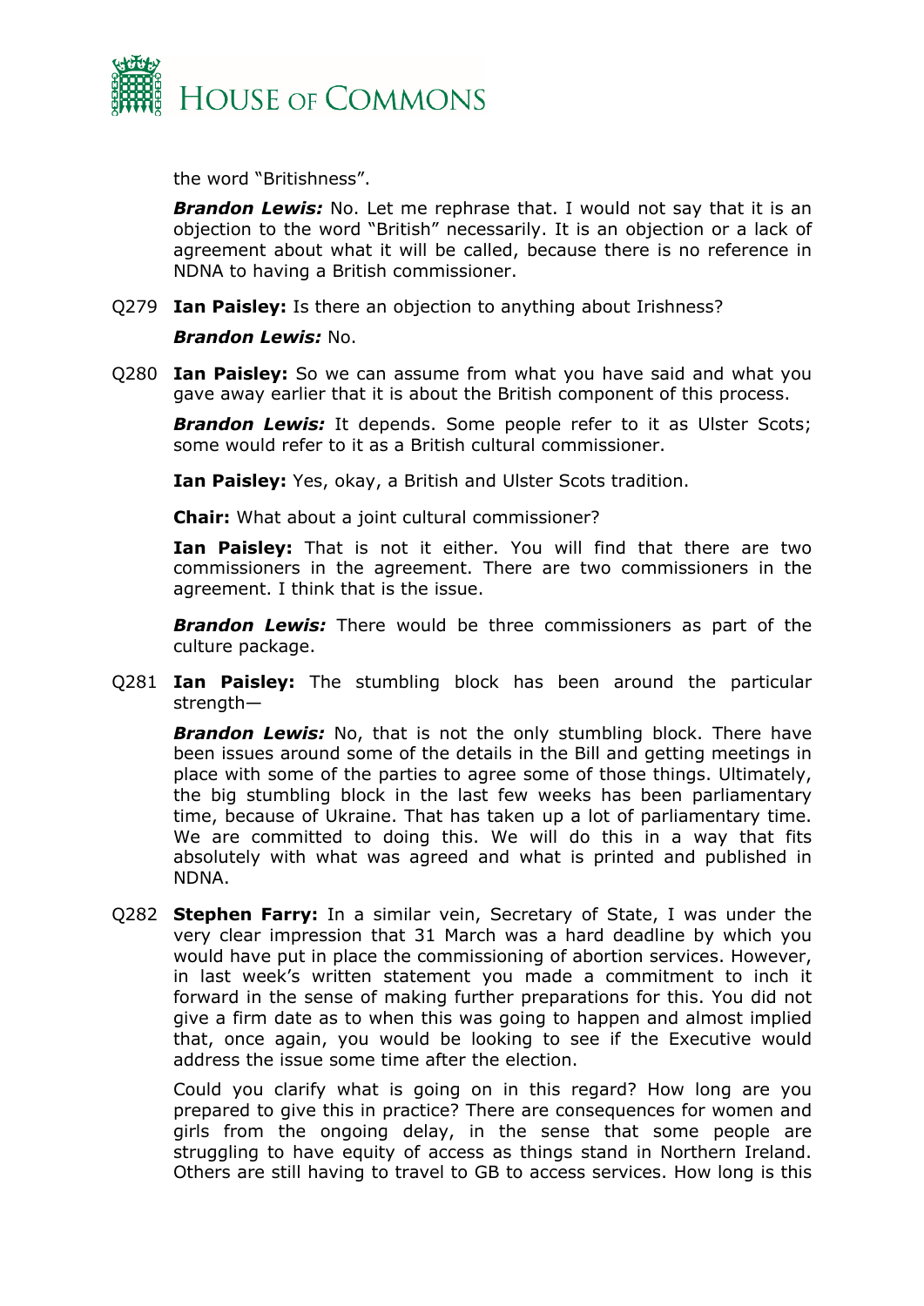the word "Britishness".

***Brandon Lewis:*** No. Let me rephrase that. I would not say that it is an objection to the word "British" necessarily. It is an objection or a lack of agreement about what it will be called, because there is no reference in NDNA to having a British commissioner.

Q279 **Ian Paisley:** Is there an objection to anything about Irishness?

***Brandon Lewis:*** No.

Q280 **Ian Paisley:** So we can assume from what you have said and what you gave away earlier that it is about the British component of this process.

***Brandon Lewis:*** It depends. Some people refer to it as Ulster Scots; some would refer to it as a British cultural commissioner.

**Ian Paisley:** Yes, okay, a British and Ulster Scots tradition.

**Chair:** What about a joint cultural commissioner?

**Ian Paisley:** That is not it either. You will find that there are two commissioners in the agreement. There are two commissioners in the agreement. I think that is the issue.

***Brandon Lewis:*** There would be three commissioners as part of the culture package.

Q281 **Ian Paisley:** The stumbling block has been around the particular strength—

***Brandon Lewis:*** No, that is not the only stumbling block. There have been issues around some of the details in the Bill and getting meetings in place with some of the parties to agree some of those things. Ultimately, the big stumbling block in the last few weeks has been parliamentary time, because of Ukraine. That has taken up a lot of parliamentary time. We are committed to doing this. We will do this in a way that fits absolutely with what was agreed and what is printed and published in NDNA.

Q282 **Stephen Farry:** In a similar vein, Secretary of State, I was under the very clear impression that 31 March was a hard deadline by which you would have put in place the commissioning of abortion services. However, in last week's written statement you made a commitment to inch it forward in the sense of making further preparations for this. You did not give a firm date as to when this was going to happen and almost implied that, once again, you would be looking to see if the Executive would address the issue some time after the election.

Could you clarify what is going on in this regard? How long are you prepared to give this in practice? There are consequences for women and girls from the ongoing delay, in the sense that some people are struggling to have equity of access as things stand in Northern Ireland. Others are still having to travel to GB to access services. How long is this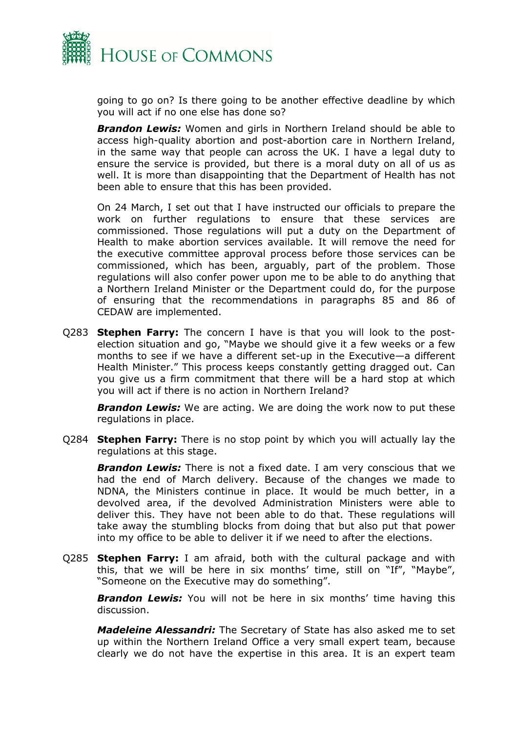going to go on? Is there going to be another effective deadline by which you will act if no one else has done so?

***Brandon Lewis:*** Women and girls in Northern Ireland should be able to access high-quality abortion and post-abortion care in Northern Ireland, in the same way that people can across the UK. I have a legal duty to ensure the service is provided, but there is a moral duty on all of us as well. It is more than disappointing that the Department of Health has not been able to ensure that this has been provided.

On 24 March, I set out that I have instructed our officials to prepare the work on further regulations to ensure that these services are commissioned. Those regulations will put a duty on the Department of Health to make abortion services available. It will remove the need for the executive committee approval process before those services can be commissioned, which has been, arguably, part of the problem. Those regulations will also confer power upon me to be able to do anything that a Northern Ireland Minister or the Department could do, for the purpose of ensuring that the recommendations in paragraphs 85 and 86 of CEDAW are implemented.

Q283 **Stephen Farry:** The concern I have is that you will look to the post-election situation and go, "Maybe we should give it a few weeks or a few months to see if we have a different set-up in the Executive—a different Health Minister." This process keeps constantly getting dragged out. Can you give us a firm commitment that there will be a hard stop at which you will act if there is no action in Northern Ireland?

***Brandon Lewis:*** We are acting. We are doing the work now to put these regulations in place.

Q284 **Stephen Farry:** There is no stop point by which you will actually lay the regulations at this stage.

***Brandon Lewis:*** There is not a fixed date. I am very conscious that we had the end of March delivery. Because of the changes we made to NDNA, the Ministers continue in place. It would be much better, in a devolved area, if the devolved Administration Ministers were able to deliver this. They have not been able to do that. These regulations will take away the stumbling blocks from doing that but also put that power into my office to be able to deliver it if we need to after the elections.

Q285 **Stephen Farry:** I am afraid, both with the cultural package and with this, that we will be here in six months' time, still on "If", "Maybe", "Someone on the Executive may do something".

***Brandon Lewis:*** You will not be here in six months' time having this discussion.

***Madeleine Alessandri:*** The Secretary of State has also asked me to set up within the Northern Ireland Office a very small expert team, because clearly we do not have the expertise in this area. It is an expert team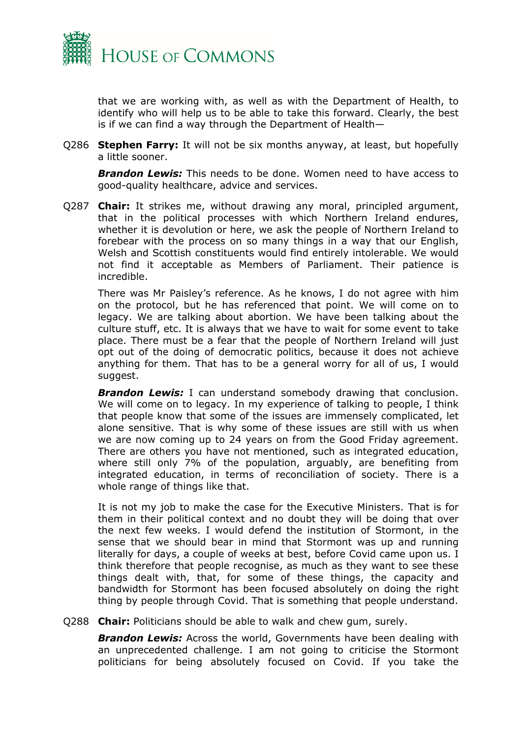that we are working with, as well as with the Department of Health, to identify who will help us to be able to take this forward. Clearly, the best is if we can find a way through the Department of Health—

Q286 **Stephen Farry:** It will not be six months anyway, at least, but hopefully a little sooner.

***Brandon Lewis:*** This needs to be done. Women need to have access to good-quality healthcare, advice and services.

Q287 **Chair:** It strikes me, without drawing any moral, principled argument, that in the political processes with which Northern Ireland endures, whether it is devolution or here, we ask the people of Northern Ireland to forebear with the process on so many things in a way that our English, Welsh and Scottish constituents would find entirely intolerable. We would not find it acceptable as Members of Parliament. Their patience is incredible.

There was Mr Paisley's reference. As he knows, I do not agree with him on the protocol, but he has referenced that point. We will come on to legacy. We are talking about abortion. We have been talking about the culture stuff, etc. It is always that we have to wait for some event to take place. There must be a fear that the people of Northern Ireland will just opt out of the doing of democratic politics, because it does not achieve anything for them. That has to be a general worry for all of us, I would suggest.

***Brandon Lewis:*** I can understand somebody drawing that conclusion. We will come on to legacy. In my experience of talking to people, I think that people know that some of the issues are immensely complicated, let alone sensitive. That is why some of these issues are still with us when we are now coming up to 24 years on from the Good Friday agreement. There are others you have not mentioned, such as integrated education, where still only 7% of the population, arguably, are benefiting from integrated education, in terms of reconciliation of society. There is a whole range of things like that.

It is not my job to make the case for the Executive Ministers. That is for them in their political context and no doubt they will be doing that over the next few weeks. I would defend the institution of Stormont, in the sense that we should bear in mind that Stormont was up and running literally for days, a couple of weeks at best, before Covid came upon us. I think therefore that people recognise, as much as they want to see these things dealt with, that, for some of these things, the capacity and bandwidth for Stormont has been focused absolutely on doing the right thing by people through Covid. That is something that people understand.

Q288 **Chair:** Politicians should be able to walk and chew gum, surely.

***Brandon Lewis:*** Across the world, Governments have been dealing with an unprecedented challenge. I am not going to criticise the Stormont politicians for being absolutely focused on Covid. If you take the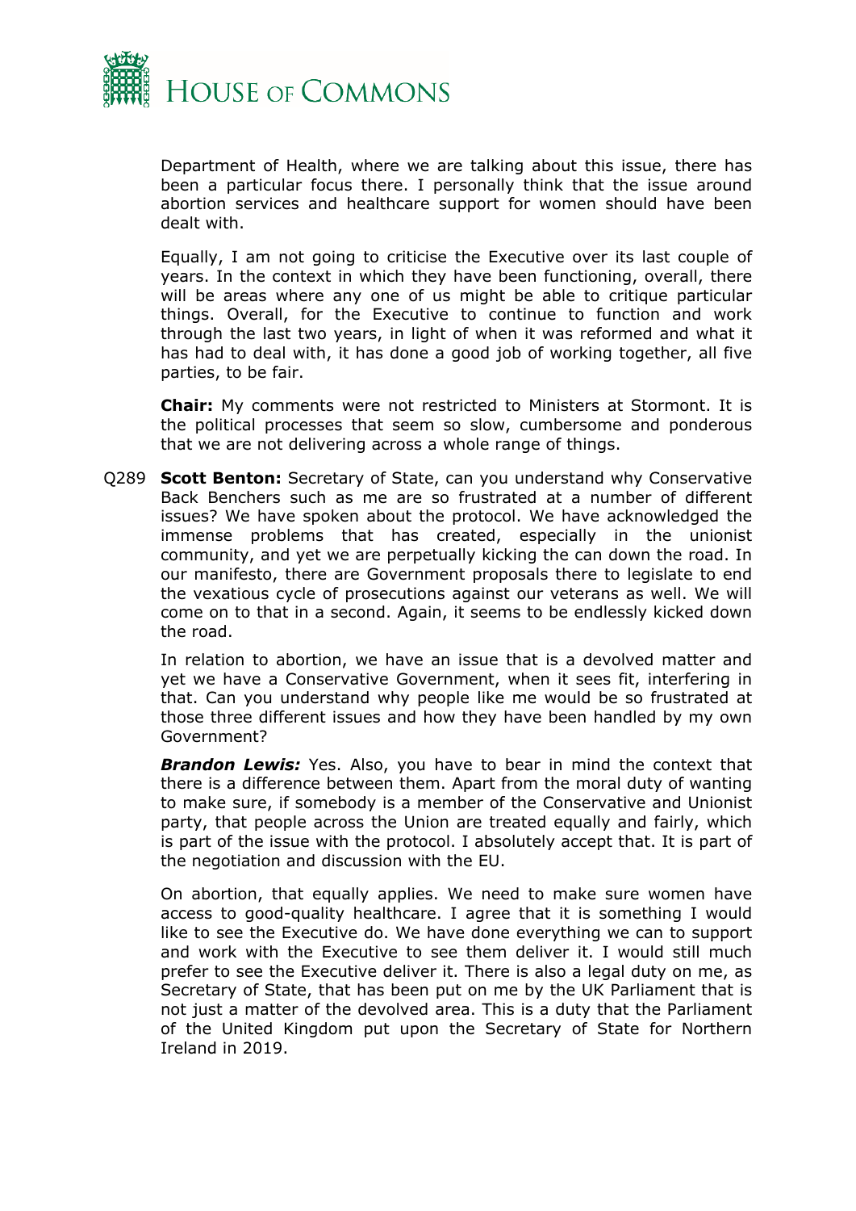Department of Health, where we are talking about this issue, there has been a particular focus there. I personally think that the issue around abortion services and healthcare support for women should have been dealt with.

Equally, I am not going to criticise the Executive over its last couple of years. In the context in which they have been functioning, overall, there will be areas where any one of us might be able to critique particular things. Overall, for the Executive to continue to function and work through the last two years, in light of when it was reformed and what it has had to deal with, it has done a good job of working together, all five parties, to be fair.

**Chair:** My comments were not restricted to Ministers at Stormont. It is the political processes that seem so slow, cumbersome and ponderous that we are not delivering across a whole range of things.

Q289 **Scott Benton:** Secretary of State, can you understand why Conservative Back Benchers such as me are so frustrated at a number of different issues? We have spoken about the protocol. We have acknowledged the immense problems that has created, especially in the unionist community, and yet we are perpetually kicking the can down the road. In our manifesto, there are Government proposals there to legislate to end the vexatious cycle of prosecutions against our veterans as well. We will come on to that in a second. Again, it seems to be endlessly kicked down the road.

In relation to abortion, we have an issue that is a devolved matter and yet we have a Conservative Government, when it sees fit, interfering in that. Can you understand why people like me would be so frustrated at those three different issues and how they have been handled by my own Government?

***Brandon Lewis:*** Yes. Also, you have to bear in mind the context that there is a difference between them. Apart from the moral duty of wanting to make sure, if somebody is a member of the Conservative and Unionist party, that people across the Union are treated equally and fairly, which is part of the issue with the protocol. I absolutely accept that. It is part of the negotiation and discussion with the EU.

On abortion, that equally applies. We need to make sure women have access to good-quality healthcare. I agree that it is something I would like to see the Executive do. We have done everything we can to support and work with the Executive to see them deliver it. I would still much prefer to see the Executive deliver it. There is also a legal duty on me, as Secretary of State, that has been put on me by the UK Parliament that is not just a matter of the devolved area. This is a duty that the Parliament of the United Kingdom put upon the Secretary of State for Northern Ireland in 2019.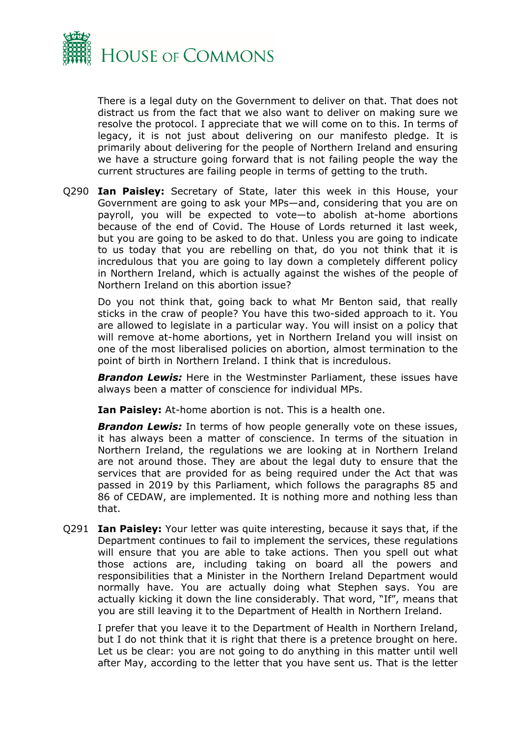There is a legal duty on the Government to deliver on that. That does not distract us from the fact that we also want to deliver on making sure we resolve the protocol. I appreciate that we will come on to this. In terms of legacy, it is not just about delivering on our manifesto pledge. It is primarily about delivering for the people of Northern Ireland and ensuring we have a structure going forward that is not failing people the way the current structures are failing people in terms of getting to the truth.

Q290 **Ian Paisley:** Secretary of State, later this week in this House, your Government are going to ask your MPs—and, considering that you are on payroll, you will be expected to vote—to abolish at-home abortions because of the end of Covid. The House of Lords returned it last week, but you are going to be asked to do that. Unless you are going to indicate to us today that you are rebelling on that, do you not think that it is incredulous that you are going to lay down a completely different policy in Northern Ireland, which is actually against the wishes of the people of Northern Ireland on this abortion issue?

Do you not think that, going back to what Mr Benton said, that really sticks in the craw of people? You have this two-sided approach to it. You are allowed to legislate in a particular way. You will insist on a policy that will remove at-home abortions, yet in Northern Ireland you will insist on one of the most liberalised policies on abortion, almost termination to the point of birth in Northern Ireland. I think that is incredulous.

***Brandon Lewis:*** Here in the Westminster Parliament, these issues have always been a matter of conscience for individual MPs.

**Ian Paisley:** At-home abortion is not. This is a health one.

***Brandon Lewis:*** In terms of how people generally vote on these issues, it has always been a matter of conscience. In terms of the situation in Northern Ireland, the regulations we are looking at in Northern Ireland are not around those. They are about the legal duty to ensure that the services that are provided for as being required under the Act that was passed in 2019 by this Parliament, which follows the paragraphs 85 and 86 of CEDAW, are implemented. It is nothing more and nothing less than that.

Q291 **Ian Paisley:** Your letter was quite interesting, because it says that, if the Department continues to fail to implement the services, these regulations will ensure that you are able to take actions. Then you spell out what those actions are, including taking on board all the powers and responsibilities that a Minister in the Northern Ireland Department would normally have. You are actually doing what Stephen says. You are actually kicking it down the line considerably. That word, "If", means that you are still leaving it to the Department of Health in Northern Ireland.

I prefer that you leave it to the Department of Health in Northern Ireland, but I do not think that it is right that there is a pretence brought on here. Let us be clear: you are not going to do anything in this matter until well after May, according to the letter that you have sent us. That is the letter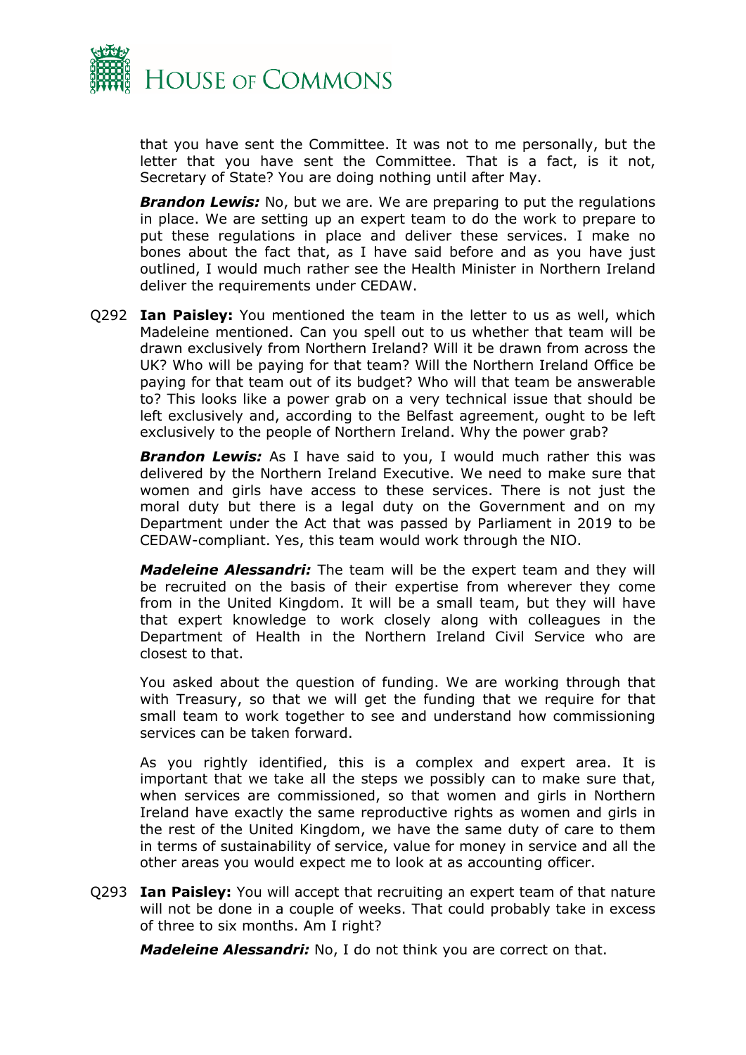that you have sent the Committee. It was not to me personally, but the letter that you have sent the Committee. That is a fact, is it not, Secretary of State? You are doing nothing until after May.

***Brandon Lewis:*** No, but we are. We are preparing to put the regulations in place. We are setting up an expert team to do the work to prepare to put these regulations in place and deliver these services. I make no bones about the fact that, as I have said before and as you have just outlined, I would much rather see the Health Minister in Northern Ireland deliver the requirements under CEDAW.

Q292 **Ian Paisley:** You mentioned the team in the letter to us as well, which Madeleine mentioned. Can you spell out to us whether that team will be drawn exclusively from Northern Ireland? Will it be drawn from across the UK? Who will be paying for that team? Will the Northern Ireland Office be paying for that team out of its budget? Who will that team be answerable to? This looks like a power grab on a very technical issue that should be left exclusively and, according to the Belfast agreement, ought to be left exclusively to the people of Northern Ireland. Why the power grab?

***Brandon Lewis:*** As I have said to you, I would much rather this was delivered by the Northern Ireland Executive. We need to make sure that women and girls have access to these services. There is not just the moral duty but there is a legal duty on the Government and on my Department under the Act that was passed by Parliament in 2019 to be CEDAW-compliant. Yes, this team would work through the NIO.

***Madeleine Alessandri:*** The team will be the expert team and they will be recruited on the basis of their expertise from wherever they come from in the United Kingdom. It will be a small team, but they will have that expert knowledge to work closely along with colleagues in the Department of Health in the Northern Ireland Civil Service who are closest to that.

You asked about the question of funding. We are working through that with Treasury, so that we will get the funding that we require for that small team to work together to see and understand how commissioning services can be taken forward.

As you rightly identified, this is a complex and expert area. It is important that we take all the steps we possibly can to make sure that, when services are commissioned, so that women and girls in Northern Ireland have exactly the same reproductive rights as women and girls in the rest of the United Kingdom, we have the same duty of care to them in terms of sustainability of service, value for money in service and all the other areas you would expect me to look at as accounting officer.

Q293 **Ian Paisley:** You will accept that recruiting an expert team of that nature will not be done in a couple of weeks. That could probably take in excess of three to six months. Am I right?

***Madeleine Alessandri:*** No, I do not think you are correct on that.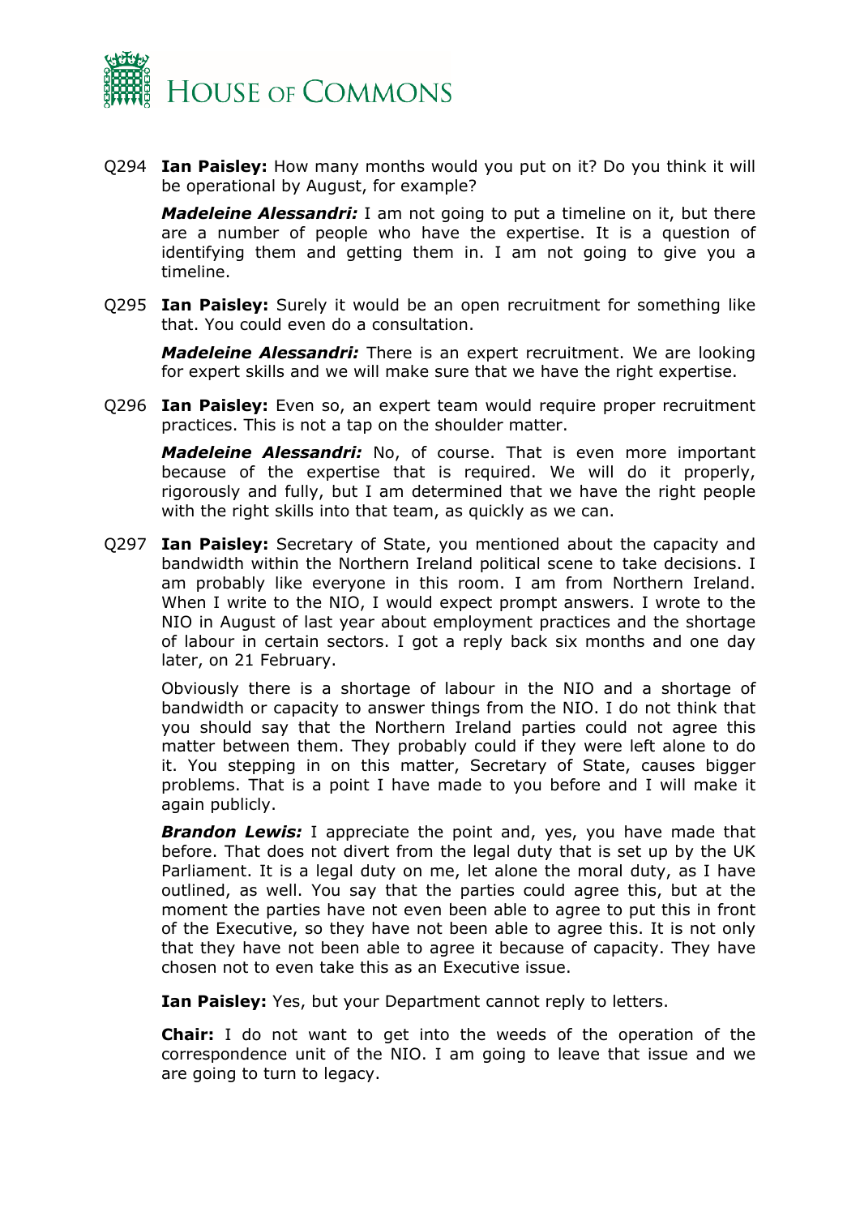Q294 **Ian Paisley:** How many months would you put on it? Do you think it will be operational by August, for example?

***Madeleine Alessandri:*** I am not going to put a timeline on it, but there are a number of people who have the expertise. It is a question of identifying them and getting them in. I am not going to give you a timeline.

Q295 **Ian Paisley:** Surely it would be an open recruitment for something like that. You could even do a consultation.

***Madeleine Alessandri:*** There is an expert recruitment. We are looking for expert skills and we will make sure that we have the right expertise.

Q296 **Ian Paisley:** Even so, an expert team would require proper recruitment practices. This is not a tap on the shoulder matter.

***Madeleine Alessandri:*** No, of course. That is even more important because of the expertise that is required. We will do it properly, rigorously and fully, but I am determined that we have the right people with the right skills into that team, as quickly as we can.

Q297 **Ian Paisley:** Secretary of State, you mentioned about the capacity and bandwidth within the Northern Ireland political scene to take decisions. I am probably like everyone in this room. I am from Northern Ireland. When I write to the NIO, I would expect prompt answers. I wrote to the NIO in August of last year about employment practices and the shortage of labour in certain sectors. I got a reply back six months and one day later, on 21 February.

Obviously there is a shortage of labour in the NIO and a shortage of bandwidth or capacity to answer things from the NIO. I do not think that you should say that the Northern Ireland parties could not agree this matter between them. They probably could if they were left alone to do it. You stepping in on this matter, Secretary of State, causes bigger problems. That is a point I have made to you before and I will make it again publicly.

***Brandon Lewis:*** I appreciate the point and, yes, you have made that before. That does not divert from the legal duty that is set up by the UK Parliament. It is a legal duty on me, let alone the moral duty, as I have outlined, as well. You say that the parties could agree this, but at the moment the parties have not even been able to agree to put this in front of the Executive, so they have not been able to agree this. It is not only that they have not been able to agree it because of capacity. They have chosen not to even take this as an Executive issue.

**Ian Paisley:** Yes, but your Department cannot reply to letters.

**Chair:** I do not want to get into the weeds of the operation of the correspondence unit of the NIO. I am going to leave that issue and we are going to turn to legacy.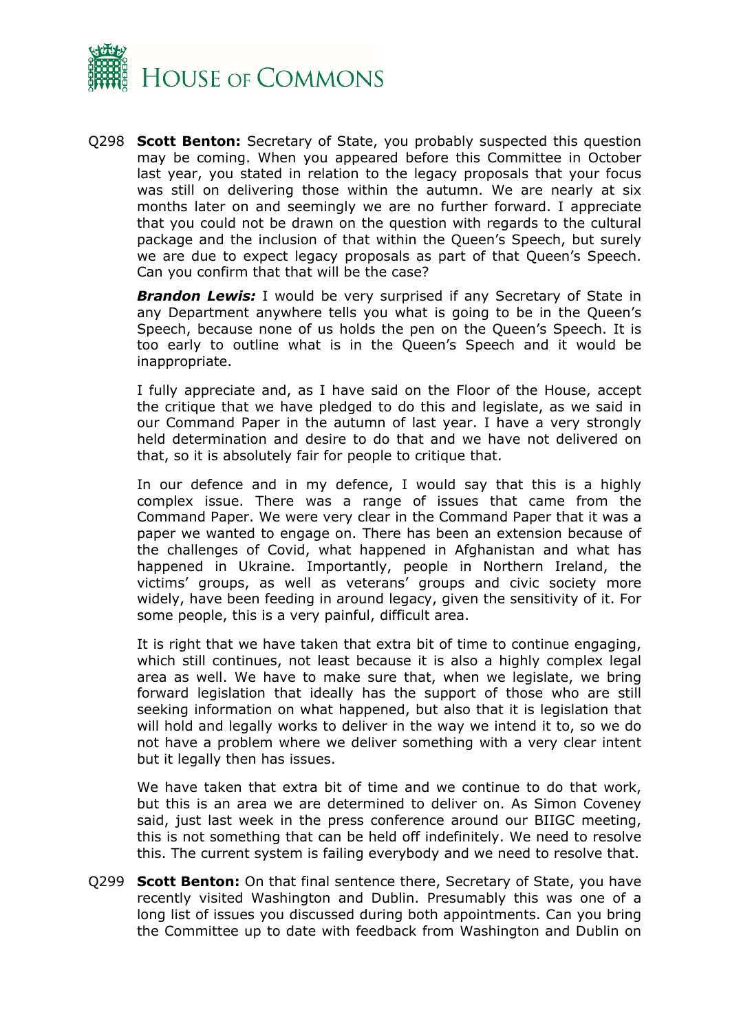Q298 **Scott Benton:** Secretary of State, you probably suspected this question may be coming. When you appeared before this Committee in October last year, you stated in relation to the legacy proposals that your focus was still on delivering those within the autumn. We are nearly at six months later on and seemingly we are no further forward. I appreciate that you could not be drawn on the question with regards to the cultural package and the inclusion of that within the Queen's Speech, but surely we are due to expect legacy proposals as part of that Queen's Speech. Can you confirm that that will be the case?

***Brandon Lewis:*** I would be very surprised if any Secretary of State in any Department anywhere tells you what is going to be in the Queen's Speech, because none of us holds the pen on the Queen's Speech. It is too early to outline what is in the Queen's Speech and it would be inappropriate.

I fully appreciate and, as I have said on the Floor of the House, accept the critique that we have pledged to do this and legislate, as we said in our Command Paper in the autumn of last year. I have a very strongly held determination and desire to do that and we have not delivered on that, so it is absolutely fair for people to critique that.

In our defence and in my defence, I would say that this is a highly complex issue. There was a range of issues that came from the Command Paper. We were very clear in the Command Paper that it was a paper we wanted to engage on. There has been an extension because of the challenges of Covid, what happened in Afghanistan and what has happened in Ukraine. Importantly, people in Northern Ireland, the victims' groups, as well as veterans' groups and civic society more widely, have been feeding in around legacy, given the sensitivity of it. For some people, this is a very painful, difficult area.

It is right that we have taken that extra bit of time to continue engaging, which still continues, not least because it is also a highly complex legal area as well. We have to make sure that, when we legislate, we bring forward legislation that ideally has the support of those who are still seeking information on what happened, but also that it is legislation that will hold and legally works to deliver in the way we intend it to, so we do not have a problem where we deliver something with a very clear intent but it legally then has issues.

We have taken that extra bit of time and we continue to do that work, but this is an area we are determined to deliver on. As Simon Coveney said, just last week in the press conference around our BIIGC meeting, this is not something that can be held off indefinitely. We need to resolve this. The current system is failing everybody and we need to resolve that.

Q299 **Scott Benton:** On that final sentence there, Secretary of State, you have recently visited Washington and Dublin. Presumably this was one of a long list of issues you discussed during both appointments. Can you bring the Committee up to date with feedback from Washington and Dublin on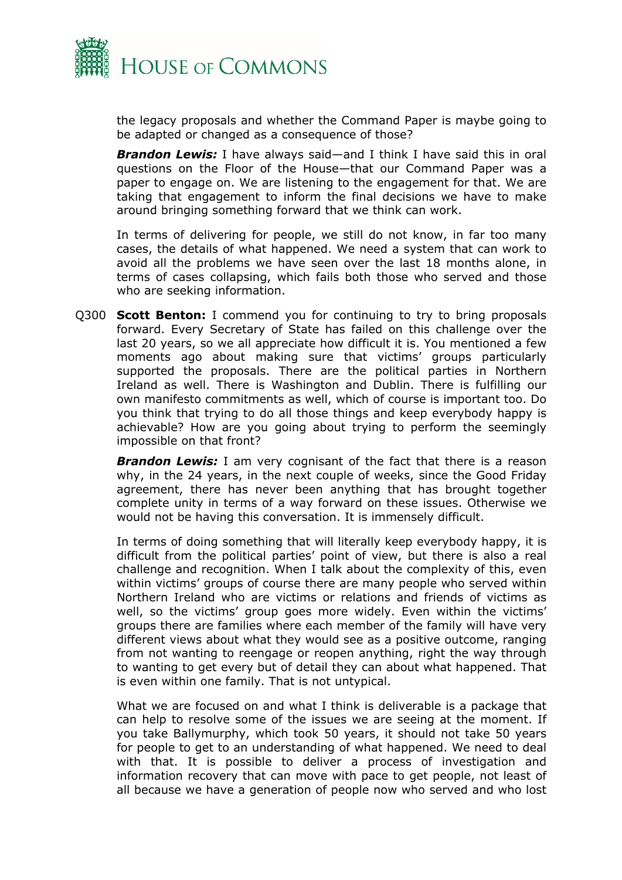the legacy proposals and whether the Command Paper is maybe going to be adapted or changed as a consequence of those?

***Brandon Lewis:*** I have always said—and I think I have said this in oral questions on the Floor of the House—that our Command Paper was a paper to engage on. We are listening to the engagement for that. We are taking that engagement to inform the final decisions we have to make around bringing something forward that we think can work.

In terms of delivering for people, we still do not know, in far too many cases, the details of what happened. We need a system that can work to avoid all the problems we have seen over the last 18 months alone, in terms of cases collapsing, which fails both those who served and those who are seeking information.

Q300 **Scott Benton:** I commend you for continuing to try to bring proposals forward. Every Secretary of State has failed on this challenge over the last 20 years, so we all appreciate how difficult it is. You mentioned a few moments ago about making sure that victims' groups particularly supported the proposals. There are the political parties in Northern Ireland as well. There is Washington and Dublin. There is fulfilling our own manifesto commitments as well, which of course is important too. Do you think that trying to do all those things and keep everybody happy is achievable? How are you going about trying to perform the seemingly impossible on that front?

***Brandon Lewis:*** I am very cognisant of the fact that there is a reason why, in the 24 years, in the next couple of weeks, since the Good Friday agreement, there has never been anything that has brought together complete unity in terms of a way forward on these issues. Otherwise we would not be having this conversation. It is immensely difficult.

In terms of doing something that will literally keep everybody happy, it is difficult from the political parties' point of view, but there is also a real challenge and recognition. When I talk about the complexity of this, even within victims' groups of course there are many people who served within Northern Ireland who are victims or relations and friends of victims as well, so the victims' group goes more widely. Even within the victims' groups there are families where each member of the family will have very different views about what they would see as a positive outcome, ranging from not wanting to reengage or reopen anything, right the way through to wanting to get every but of detail they can about what happened. That is even within one family. That is not untypical.

What we are focused on and what I think is deliverable is a package that can help to resolve some of the issues we are seeing at the moment. If you take Ballymurphy, which took 50 years, it should not take 50 years for people to get to an understanding of what happened. We need to deal with that. It is possible to deliver a process of investigation and information recovery that can move with pace to get people, not least of all because we have a generation of people now who served and who lost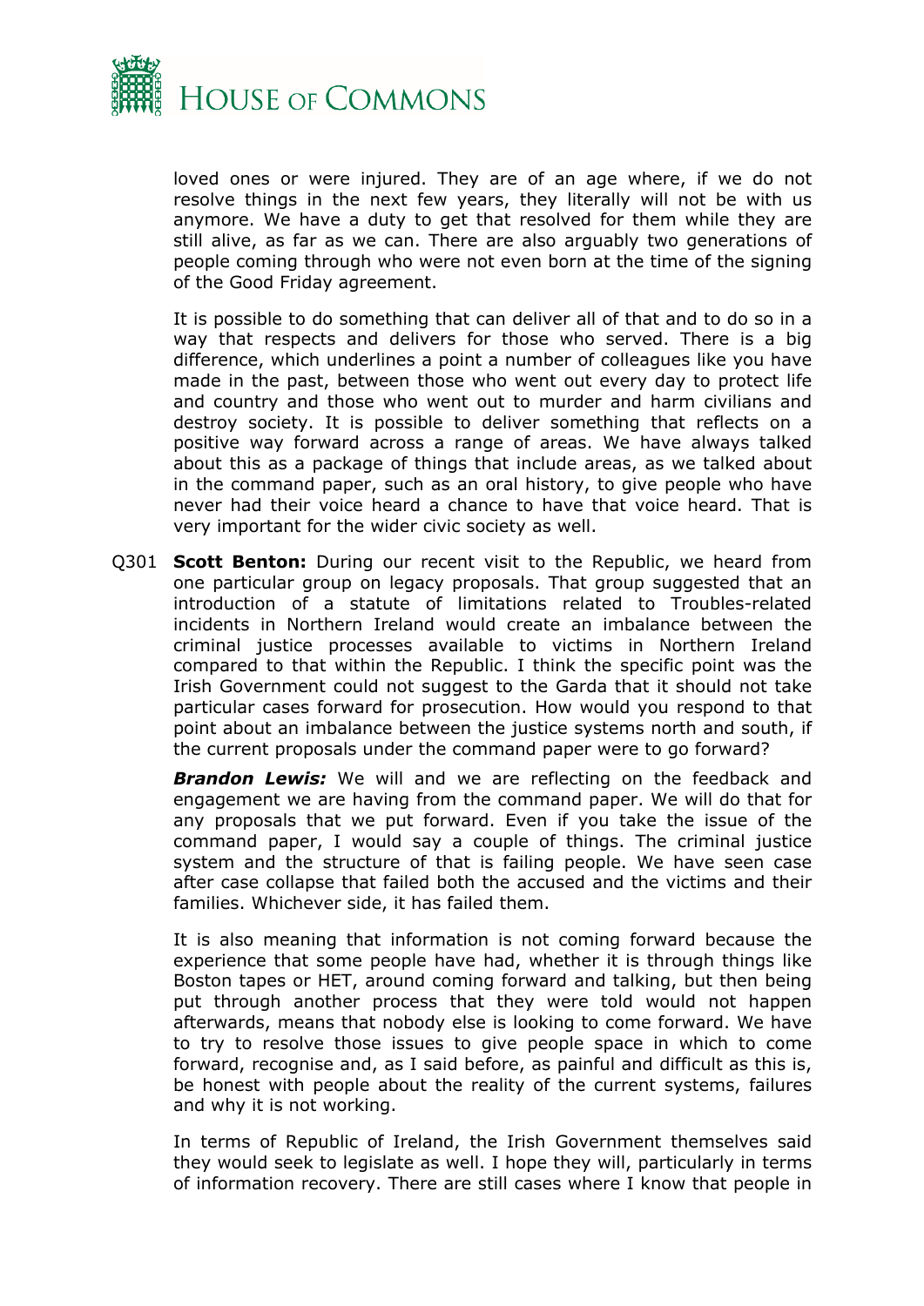loved ones or were injured. They are of an age where, if we do not resolve things in the next few years, they literally will not be with us anymore. We have a duty to get that resolved for them while they are still alive, as far as we can. There are also arguably two generations of people coming through who were not even born at the time of the signing of the Good Friday agreement.

It is possible to do something that can deliver all of that and to do so in a way that respects and delivers for those who served. There is a big difference, which underlines a point a number of colleagues like you have made in the past, between those who went out every day to protect life and country and those who went out to murder and harm civilians and destroy society. It is possible to deliver something that reflects on a positive way forward across a range of areas. We have always talked about this as a package of things that include areas, as we talked about in the command paper, such as an oral history, to give people who have never had their voice heard a chance to have that voice heard. That is very important for the wider civic society as well.

Q301 **Scott Benton:** During our recent visit to the Republic, we heard from one particular group on legacy proposals. That group suggested that an introduction of a statute of limitations related to Troubles-related incidents in Northern Ireland would create an imbalance between the criminal justice processes available to victims in Northern Ireland compared to that within the Republic. I think the specific point was the Irish Government could not suggest to the Garda that it should not take particular cases forward for prosecution. How would you respond to that point about an imbalance between the justice systems north and south, if the current proposals under the command paper were to go forward?

***Brandon Lewis:*** We will and we are reflecting on the feedback and engagement we are having from the command paper. We will do that for any proposals that we put forward. Even if you take the issue of the command paper, I would say a couple of things. The criminal justice system and the structure of that is failing people. We have seen case after case collapse that failed both the accused and the victims and their families. Whichever side, it has failed them.

It is also meaning that information is not coming forward because the experience that some people have had, whether it is through things like Boston tapes or HET, around coming forward and talking, but then being put through another process that they were told would not happen afterwards, means that nobody else is looking to come forward. We have to try to resolve those issues to give people space in which to come forward, recognise and, as I said before, as painful and difficult as this is, be honest with people about the reality of the current systems, failures and why it is not working.

In terms of Republic of Ireland, the Irish Government themselves said they would seek to legislate as well. I hope they will, particularly in terms of information recovery. There are still cases where I know that people in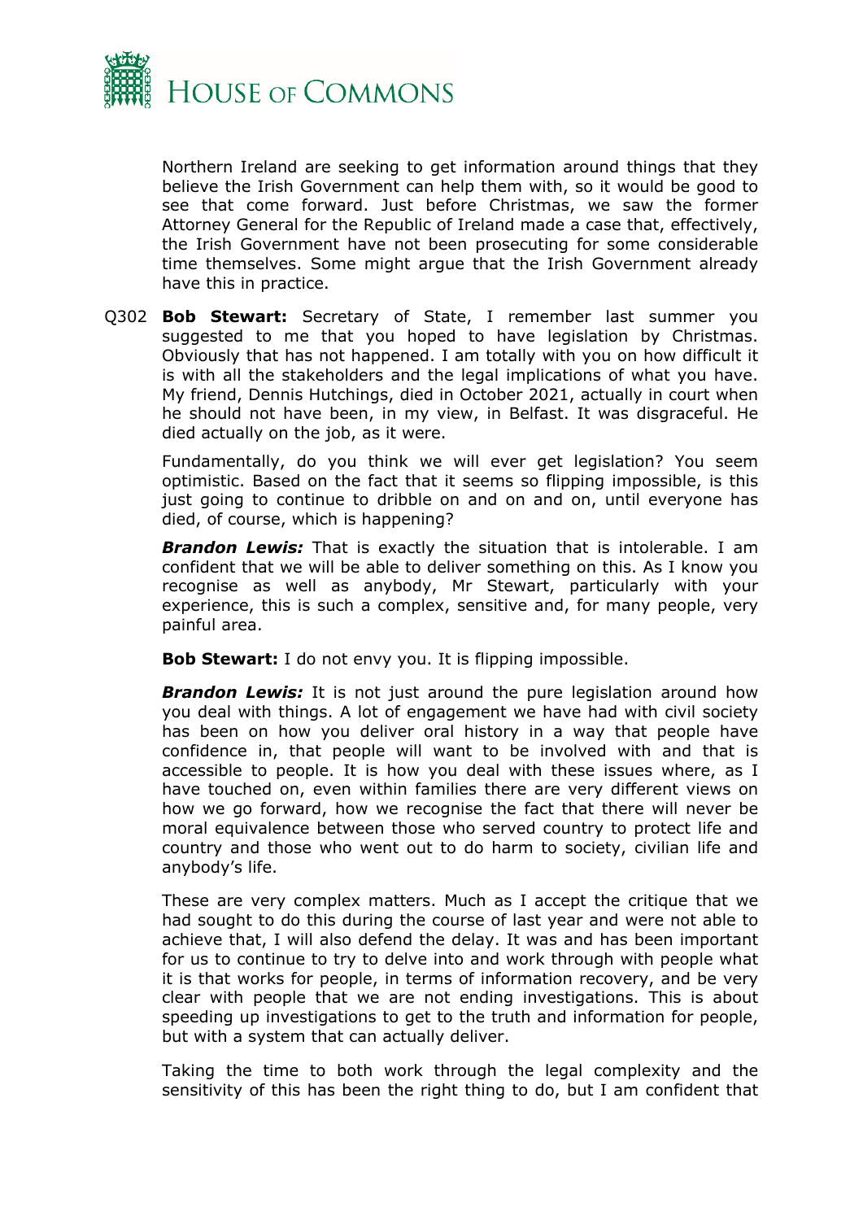Northern Ireland are seeking to get information around things that they believe the Irish Government can help them with, so it would be good to see that come forward. Just before Christmas, we saw the former Attorney General for the Republic of Ireland made a case that, effectively, the Irish Government have not been prosecuting for some considerable time themselves. Some might argue that the Irish Government already have this in practice.

Q302 **Bob Stewart:** Secretary of State, I remember last summer you suggested to me that you hoped to have legislation by Christmas. Obviously that has not happened. I am totally with you on how difficult it is with all the stakeholders and the legal implications of what you have. My friend, Dennis Hutchings, died in October 2021, actually in court when he should not have been, in my view, in Belfast. It was disgraceful. He died actually on the job, as it were.

Fundamentally, do you think we will ever get legislation? You seem optimistic. Based on the fact that it seems so flipping impossible, is this just going to continue to dribble on and on and on, until everyone has died, of course, which is happening?

***Brandon Lewis:*** That is exactly the situation that is intolerable. I am confident that we will be able to deliver something on this. As I know you recognise as well as anybody, Mr Stewart, particularly with your experience, this is such a complex, sensitive and, for many people, very painful area.

**Bob Stewart:** I do not envy you. It is flipping impossible.

***Brandon Lewis:*** It is not just around the pure legislation around how you deal with things. A lot of engagement we have had with civil society has been on how you deliver oral history in a way that people have confidence in, that people will want to be involved with and that is accessible to people. It is how you deal with these issues where, as I have touched on, even within families there are very different views on how we go forward, how we recognise the fact that there will never be moral equivalence between those who served country to protect life and country and those who went out to do harm to society, civilian life and anybody's life.

These are very complex matters. Much as I accept the critique that we had sought to do this during the course of last year and were not able to achieve that, I will also defend the delay. It was and has been important for us to continue to try to delve into and work through with people what it is that works for people, in terms of information recovery, and be very clear with people that we are not ending investigations. This is about speeding up investigations to get to the truth and information for people, but with a system that can actually deliver.

Taking the time to both work through the legal complexity and the sensitivity of this has been the right thing to do, but I am confident that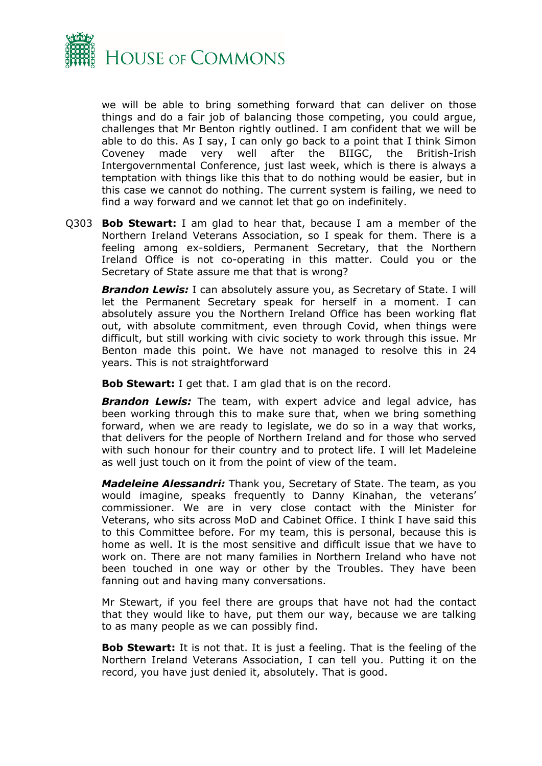we will be able to bring something forward that can deliver on those things and do a fair job of balancing those competing, you could argue, challenges that Mr Benton rightly outlined. I am confident that we will be able to do this. As I say, I can only go back to a point that I think Simon Coveney made very well after the BIIGC, the British-Irish Intergovernmental Conference, just last week, which is there is always a temptation with things like this that to do nothing would be easier, but in this case we cannot do nothing. The current system is failing, we need to find a way forward and we cannot let that go on indefinitely.

Q303 **Bob Stewart:** I am glad to hear that, because I am a member of the Northern Ireland Veterans Association, so I speak for them. There is a feeling among ex-soldiers, Permanent Secretary, that the Northern Ireland Office is not co-operating in this matter. Could you or the Secretary of State assure me that that is wrong?

***Brandon Lewis:*** I can absolutely assure you, as Secretary of State. I will let the Permanent Secretary speak for herself in a moment. I can absolutely assure you the Northern Ireland Office has been working flat out, with absolute commitment, even through Covid, when things were difficult, but still working with civic society to work through this issue. Mr Benton made this point. We have not managed to resolve this in 24 years. This is not straightforward

**Bob Stewart:** I get that. I am glad that is on the record.

***Brandon Lewis:*** The team, with expert advice and legal advice, has been working through this to make sure that, when we bring something forward, when we are ready to legislate, we do so in a way that works, that delivers for the people of Northern Ireland and for those who served with such honour for their country and to protect life. I will let Madeleine as well just touch on it from the point of view of the team.

***Madeleine Alessandri:*** Thank you, Secretary of State. The team, as you would imagine, speaks frequently to Danny Kinahan, the veterans' commissioner. We are in very close contact with the Minister for Veterans, who sits across MoD and Cabinet Office. I think I have said this to this Committee before. For my team, this is personal, because this is home as well. It is the most sensitive and difficult issue that we have to work on. There are not many families in Northern Ireland who have not been touched in one way or other by the Troubles. They have been fanning out and having many conversations.

Mr Stewart, if you feel there are groups that have not had the contact that they would like to have, put them our way, because we are talking to as many people as we can possibly find.

**Bob Stewart:** It is not that. It is just a feeling. That is the feeling of the Northern Ireland Veterans Association, I can tell you. Putting it on the record, you have just denied it, absolutely. That is good.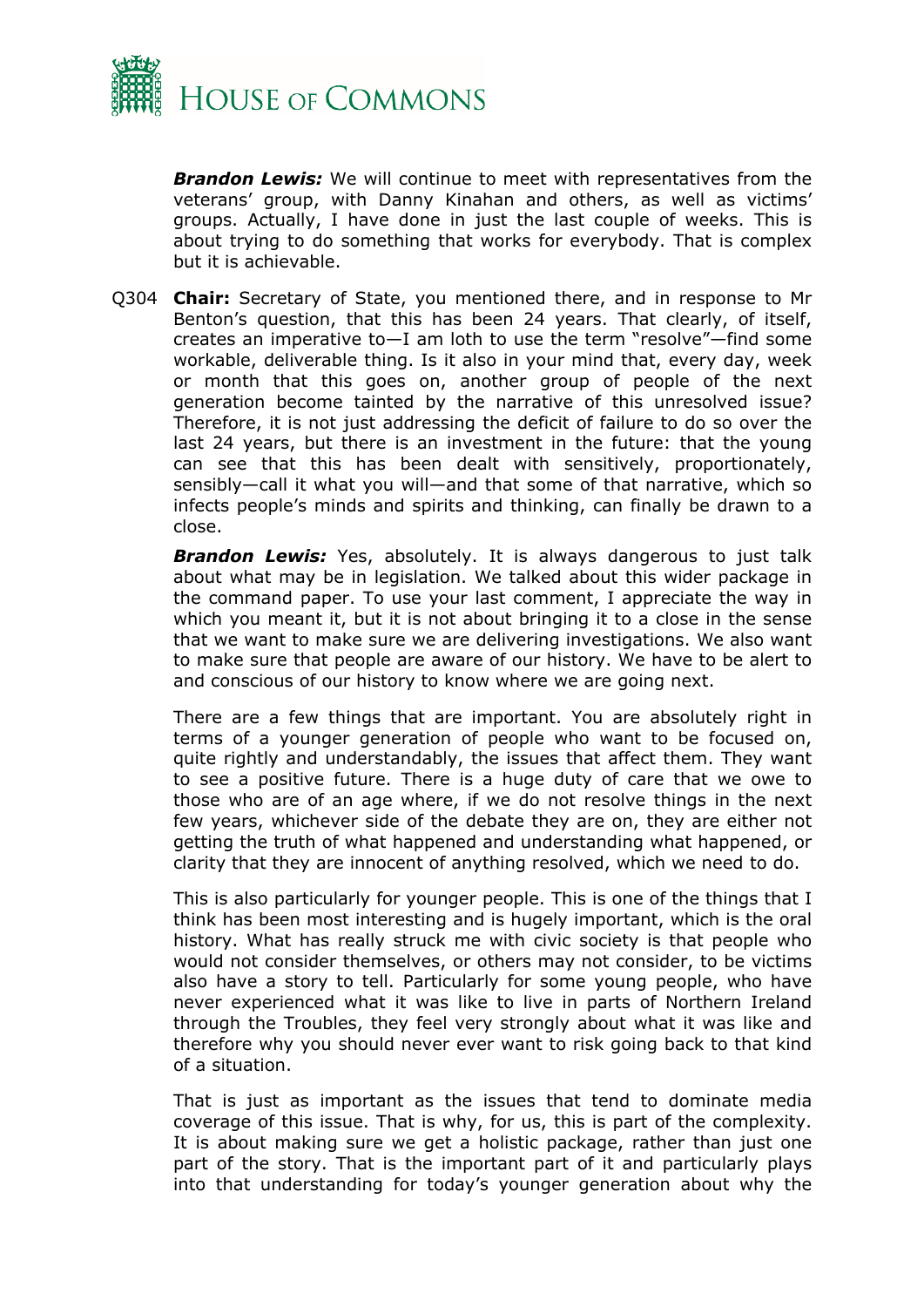***Brandon Lewis:*** We will continue to meet with representatives from the veterans' group, with Danny Kinahan and others, as well as victims' groups. Actually, I have done in just the last couple of weeks. This is about trying to do something that works for everybody. That is complex but it is achievable.

Q304 **Chair:** Secretary of State, you mentioned there, and in response to Mr Benton's question, that this has been 24 years. That clearly, of itself, creates an imperative to—I am loth to use the term "resolve"—find some workable, deliverable thing. Is it also in your mind that, every day, week or month that this goes on, another group of people of the next generation become tainted by the narrative of this unresolved issue? Therefore, it is not just addressing the deficit of failure to do so over the last 24 years, but there is an investment in the future: that the young can see that this has been dealt with sensitively, proportionately, sensibly—call it what you will—and that some of that narrative, which so infects people's minds and spirits and thinking, can finally be drawn to a close.

***Brandon Lewis:*** Yes, absolutely. It is always dangerous to just talk about what may be in legislation. We talked about this wider package in the command paper. To use your last comment, I appreciate the way in which you meant it, but it is not about bringing it to a close in the sense that we want to make sure we are delivering investigations. We also want to make sure that people are aware of our history. We have to be alert to and conscious of our history to know where we are going next.

There are a few things that are important. You are absolutely right in terms of a younger generation of people who want to be focused on, quite rightly and understandably, the issues that affect them. They want to see a positive future. There is a huge duty of care that we owe to those who are of an age where, if we do not resolve things in the next few years, whichever side of the debate they are on, they are either not getting the truth of what happened and understanding what happened, or clarity that they are innocent of anything resolved, which we need to do.

This is also particularly for younger people. This is one of the things that I think has been most interesting and is hugely important, which is the oral history. What has really struck me with civic society is that people who would not consider themselves, or others may not consider, to be victims also have a story to tell. Particularly for some young people, who have never experienced what it was like to live in parts of Northern Ireland through the Troubles, they feel very strongly about what it was like and therefore why you should never ever want to risk going back to that kind of a situation.

That is just as important as the issues that tend to dominate media coverage of this issue. That is why, for us, this is part of the complexity. It is about making sure we get a holistic package, rather than just one part of the story. That is the important part of it and particularly plays into that understanding for today's younger generation about why the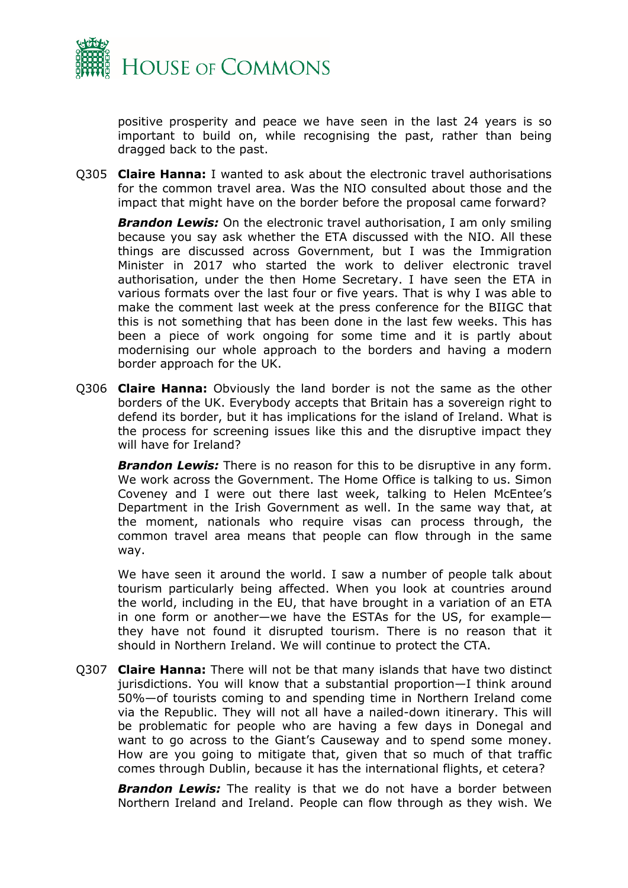positive prosperity and peace we have seen in the last 24 years is so important to build on, while recognising the past, rather than being dragged back to the past.

Q305 **Claire Hanna:** I wanted to ask about the electronic travel authorisations for the common travel area. Was the NIO consulted about those and the impact that might have on the border before the proposal came forward?

***Brandon Lewis:*** On the electronic travel authorisation, I am only smiling because you say ask whether the ETA discussed with the NIO. All these things are discussed across Government, but I was the Immigration Minister in 2017 who started the work to deliver electronic travel authorisation, under the then Home Secretary. I have seen the ETA in various formats over the last four or five years. That is why I was able to make the comment last week at the press conference for the BIIGC that this is not something that has been done in the last few weeks. This has been a piece of work ongoing for some time and it is partly about modernising our whole approach to the borders and having a modern border approach for the UK.

Q306 **Claire Hanna:** Obviously the land border is not the same as the other borders of the UK. Everybody accepts that Britain has a sovereign right to defend its border, but it has implications for the island of Ireland. What is the process for screening issues like this and the disruptive impact they will have for Ireland?

***Brandon Lewis:*** There is no reason for this to be disruptive in any form. We work across the Government. The Home Office is talking to us. Simon Coveney and I were out there last week, talking to Helen McEntee's Department in the Irish Government as well. In the same way that, at the moment, nationals who require visas can process through, the common travel area means that people can flow through in the same way.

We have seen it around the world. I saw a number of people talk about tourism particularly being affected. When you look at countries around the world, including in the EU, that have brought in a variation of an ETA in one form or another—we have the ESTAs for the US, for example—they have not found it disrupted tourism. There is no reason that it should in Northern Ireland. We will continue to protect the CTA.

Q307 **Claire Hanna:** There will not be that many islands that have two distinct jurisdictions. You will know that a substantial proportion—I think around 50%—of tourists coming to and spending time in Northern Ireland come via the Republic. They will not all have a nailed-down itinerary. This will be problematic for people who are having a few days in Donegal and want to go across to the Giant's Causeway and to spend some money. How are you going to mitigate that, given that so much of that traffic comes through Dublin, because it has the international flights, et cetera?

***Brandon Lewis:*** The reality is that we do not have a border between Northern Ireland and Ireland. People can flow through as they wish. We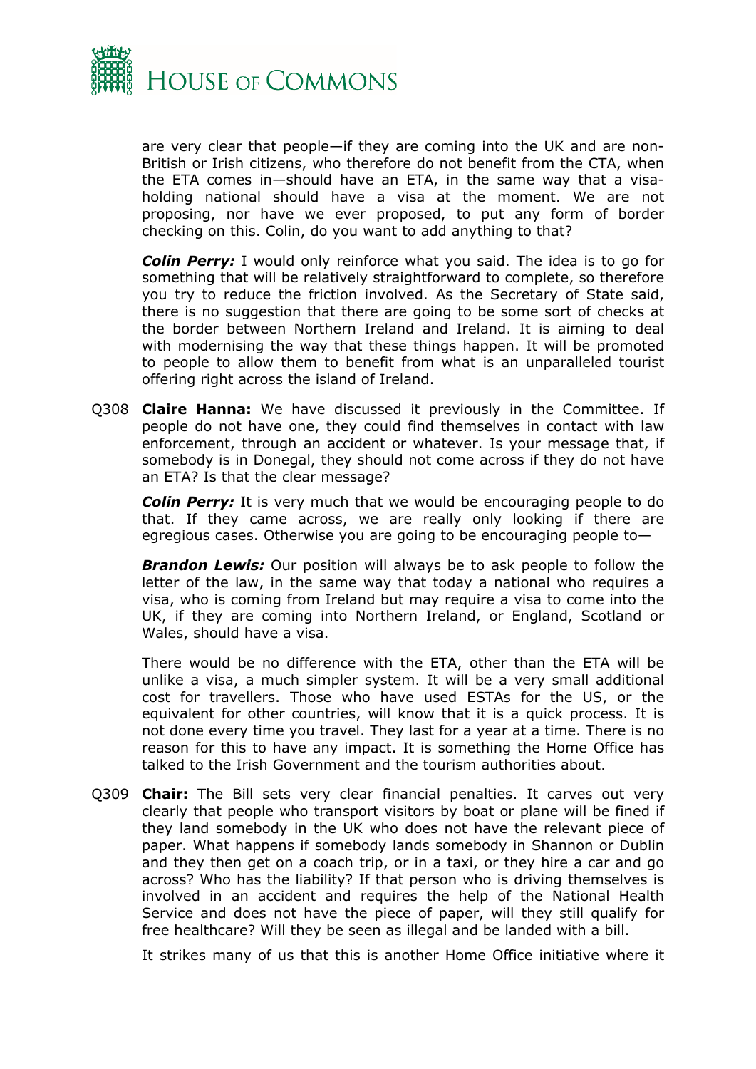are very clear that people—if they are coming into the UK and are non-British or Irish citizens, who therefore do not benefit from the CTA, when the ETA comes in—should have an ETA, in the same way that a visa-holding national should have a visa at the moment. We are not proposing, nor have we ever proposed, to put any form of border checking on this. Colin, do you want to add anything to that?

***Colin Perry:*** I would only reinforce what you said. The idea is to go for something that will be relatively straightforward to complete, so therefore you try to reduce the friction involved. As the Secretary of State said, there is no suggestion that there are going to be some sort of checks at the border between Northern Ireland and Ireland. It is aiming to deal with modernising the way that these things happen. It will be promoted to people to allow them to benefit from what is an unparalleled tourist offering right across the island of Ireland.

Q308 **Claire Hanna:** We have discussed it previously in the Committee. If people do not have one, they could find themselves in contact with law enforcement, through an accident or whatever. Is your message that, if somebody is in Donegal, they should not come across if they do not have an ETA? Is that the clear message?

***Colin Perry:*** It is very much that we would be encouraging people to do that. If they came across, we are really only looking if there are egregious cases. Otherwise you are going to be encouraging people to—

***Brandon Lewis:*** Our position will always be to ask people to follow the letter of the law, in the same way that today a national who requires a visa, who is coming from Ireland but may require a visa to come into the UK, if they are coming into Northern Ireland, or England, Scotland or Wales, should have a visa.

There would be no difference with the ETA, other than the ETA will be unlike a visa, a much simpler system. It will be a very small additional cost for travellers. Those who have used ESTAs for the US, or the equivalent for other countries, will know that it is a quick process. It is not done every time you travel. They last for a year at a time. There is no reason for this to have any impact. It is something the Home Office has talked to the Irish Government and the tourism authorities about.

Q309 **Chair:** The Bill sets very clear financial penalties. It carves out very clearly that people who transport visitors by boat or plane will be fined if they land somebody in the UK who does not have the relevant piece of paper. What happens if somebody lands somebody in Shannon or Dublin and they then get on a coach trip, or in a taxi, or they hire a car and go across? Who has the liability? If that person who is driving themselves is involved in an accident and requires the help of the National Health Service and does not have the piece of paper, will they still qualify for free healthcare? Will they be seen as illegal and be landed with a bill.

It strikes many of us that this is another Home Office initiative where it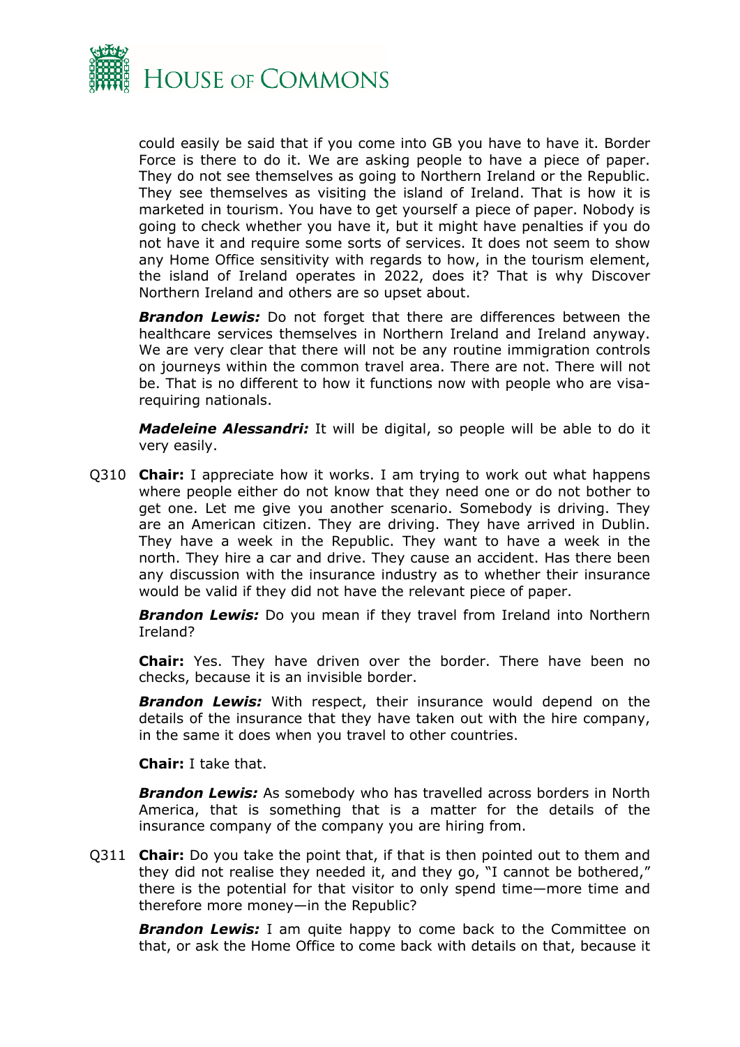could easily be said that if you come into GB you have to have it. Border Force is there to do it. We are asking people to have a piece of paper. They do not see themselves as going to Northern Ireland or the Republic. They see themselves as visiting the island of Ireland. That is how it is marketed in tourism. You have to get yourself a piece of paper. Nobody is going to check whether you have it, but it might have penalties if you do not have it and require some sorts of services. It does not seem to show any Home Office sensitivity with regards to how, in the tourism element, the island of Ireland operates in 2022, does it? That is why Discover Northern Ireland and others are so upset about.

***Brandon Lewis:*** Do not forget that there are differences between the healthcare services themselves in Northern Ireland and Ireland anyway. We are very clear that there will not be any routine immigration controls on journeys within the common travel area. There are not. There will not be. That is no different to how it functions now with people who are visa-requiring nationals.

***Madeleine Alessandri:*** It will be digital, so people will be able to do it very easily.

Q310 **Chair:** I appreciate how it works. I am trying to work out what happens where people either do not know that they need one or do not bother to get one. Let me give you another scenario. Somebody is driving. They are an American citizen. They are driving. They have arrived in Dublin. They have a week in the Republic. They want to have a week in the north. They hire a car and drive. They cause an accident. Has there been any discussion with the insurance industry as to whether their insurance would be valid if they did not have the relevant piece of paper.

***Brandon Lewis:*** Do you mean if they travel from Ireland into Northern Ireland?

**Chair:** Yes. They have driven over the border. There have been no checks, because it is an invisible border.

***Brandon Lewis:*** With respect, their insurance would depend on the details of the insurance that they have taken out with the hire company, in the same it does when you travel to other countries.

**Chair:** I take that.

***Brandon Lewis:*** As somebody who has travelled across borders in North America, that is something that is a matter for the details of the insurance company of the company you are hiring from.

Q311 **Chair:** Do you take the point that, if that is then pointed out to them and they did not realise they needed it, and they go, "I cannot be bothered," there is the potential for that visitor to only spend time—more time and therefore more money—in the Republic?

***Brandon Lewis:*** I am quite happy to come back to the Committee on that, or ask the Home Office to come back with details on that, because it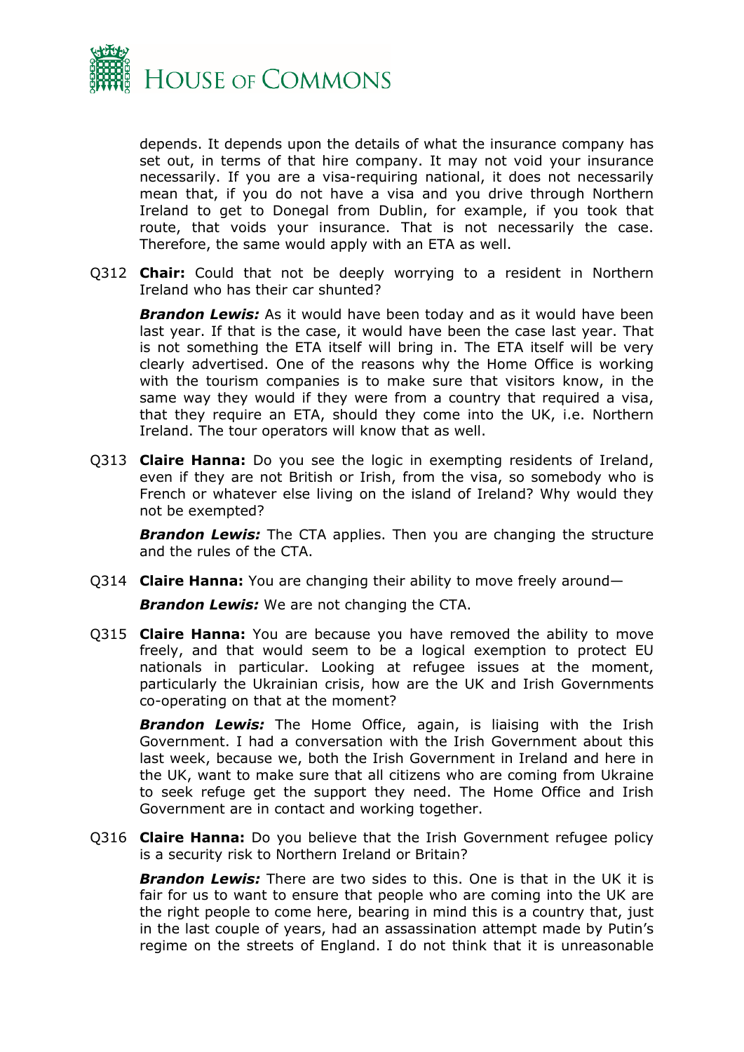depends. It depends upon the details of what the insurance company has set out, in terms of that hire company. It may not void your insurance necessarily. If you are a visa-requiring national, it does not necessarily mean that, if you do not have a visa and you drive through Northern Ireland to get to Donegal from Dublin, for example, if you took that route, that voids your insurance. That is not necessarily the case. Therefore, the same would apply with an ETA as well.

Q312 **Chair:** Could that not be deeply worrying to a resident in Northern Ireland who has their car shunted?

***Brandon Lewis:*** As it would have been today and as it would have been last year. If that is the case, it would have been the case last year. That is not something the ETA itself will bring in. The ETA itself will be very clearly advertised. One of the reasons why the Home Office is working with the tourism companies is to make sure that visitors know, in the same way they would if they were from a country that required a visa, that they require an ETA, should they come into the UK, i.e. Northern Ireland. The tour operators will know that as well.

Q313 **Claire Hanna:** Do you see the logic in exempting residents of Ireland, even if they are not British or Irish, from the visa, so somebody who is French or whatever else living on the island of Ireland? Why would they not be exempted?

***Brandon Lewis:*** The CTA applies. Then you are changing the structure and the rules of the CTA.

Q314 **Claire Hanna:** You are changing their ability to move freely around—

***Brandon Lewis:*** We are not changing the CTA.

Q315 **Claire Hanna:** You are because you have removed the ability to move freely, and that would seem to be a logical exemption to protect EU nationals in particular. Looking at refugee issues at the moment, particularly the Ukrainian crisis, how are the UK and Irish Governments co-operating on that at the moment?

***Brandon Lewis:*** The Home Office, again, is liaising with the Irish Government. I had a conversation with the Irish Government about this last week, because we, both the Irish Government in Ireland and here in the UK, want to make sure that all citizens who are coming from Ukraine to seek refuge get the support they need. The Home Office and Irish Government are in contact and working together.

Q316 **Claire Hanna:** Do you believe that the Irish Government refugee policy is a security risk to Northern Ireland or Britain?

***Brandon Lewis:*** There are two sides to this. One is that in the UK it is fair for us to want to ensure that people who are coming into the UK are the right people to come here, bearing in mind this is a country that, just in the last couple of years, had an assassination attempt made by Putin's regime on the streets of England. I do not think that it is unreasonable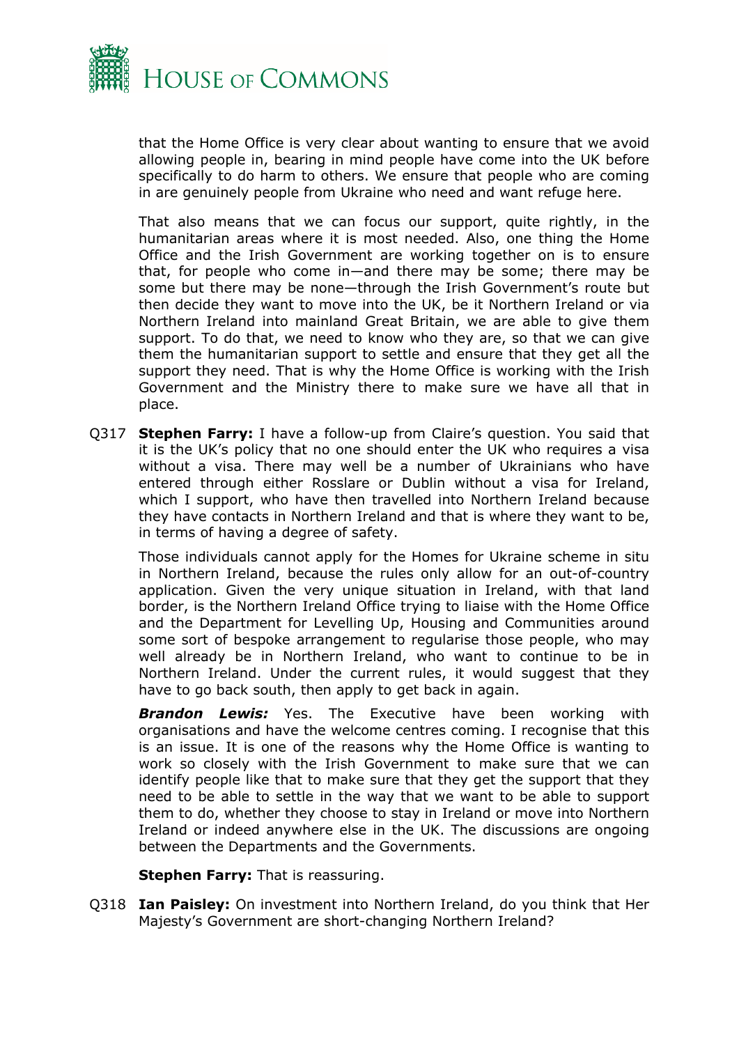that the Home Office is very clear about wanting to ensure that we avoid allowing people in, bearing in mind people have come into the UK before specifically to do harm to others. We ensure that people who are coming in are genuinely people from Ukraine who need and want refuge here.

That also means that we can focus our support, quite rightly, in the humanitarian areas where it is most needed. Also, one thing the Home Office and the Irish Government are working together on is to ensure that, for people who come in—and there may be some; there may be some but there may be none—through the Irish Government's route but then decide they want to move into the UK, be it Northern Ireland or via Northern Ireland into mainland Great Britain, we are able to give them support. To do that, we need to know who they are, so that we can give them the humanitarian support to settle and ensure that they get all the support they need. That is why the Home Office is working with the Irish Government and the Ministry there to make sure we have all that in place.

Q317 **Stephen Farry:** I have a follow-up from Claire's question. You said that it is the UK's policy that no one should enter the UK who requires a visa without a visa. There may well be a number of Ukrainians who have entered through either Rosslare or Dublin without a visa for Ireland, which I support, who have then travelled into Northern Ireland because they have contacts in Northern Ireland and that is where they want to be, in terms of having a degree of safety.

Those individuals cannot apply for the Homes for Ukraine scheme in situ in Northern Ireland, because the rules only allow for an out-of-country application. Given the very unique situation in Ireland, with that land border, is the Northern Ireland Office trying to liaise with the Home Office and the Department for Levelling Up, Housing and Communities around some sort of bespoke arrangement to regularise those people, who may well already be in Northern Ireland, who want to continue to be in Northern Ireland. Under the current rules, it would suggest that they have to go back south, then apply to get back in again.

***Brandon Lewis:*** Yes. The Executive have been working with organisations and have the welcome centres coming. I recognise that this is an issue. It is one of the reasons why the Home Office is wanting to work so closely with the Irish Government to make sure that we can identify people like that to make sure that they get the support that they need to be able to settle in the way that we want to be able to support them to do, whether they choose to stay in Ireland or move into Northern Ireland or indeed anywhere else in the UK. The discussions are ongoing between the Departments and the Governments.

**Stephen Farry:** That is reassuring.

Q318 **Ian Paisley:** On investment into Northern Ireland, do you think that Her Majesty's Government are short-changing Northern Ireland?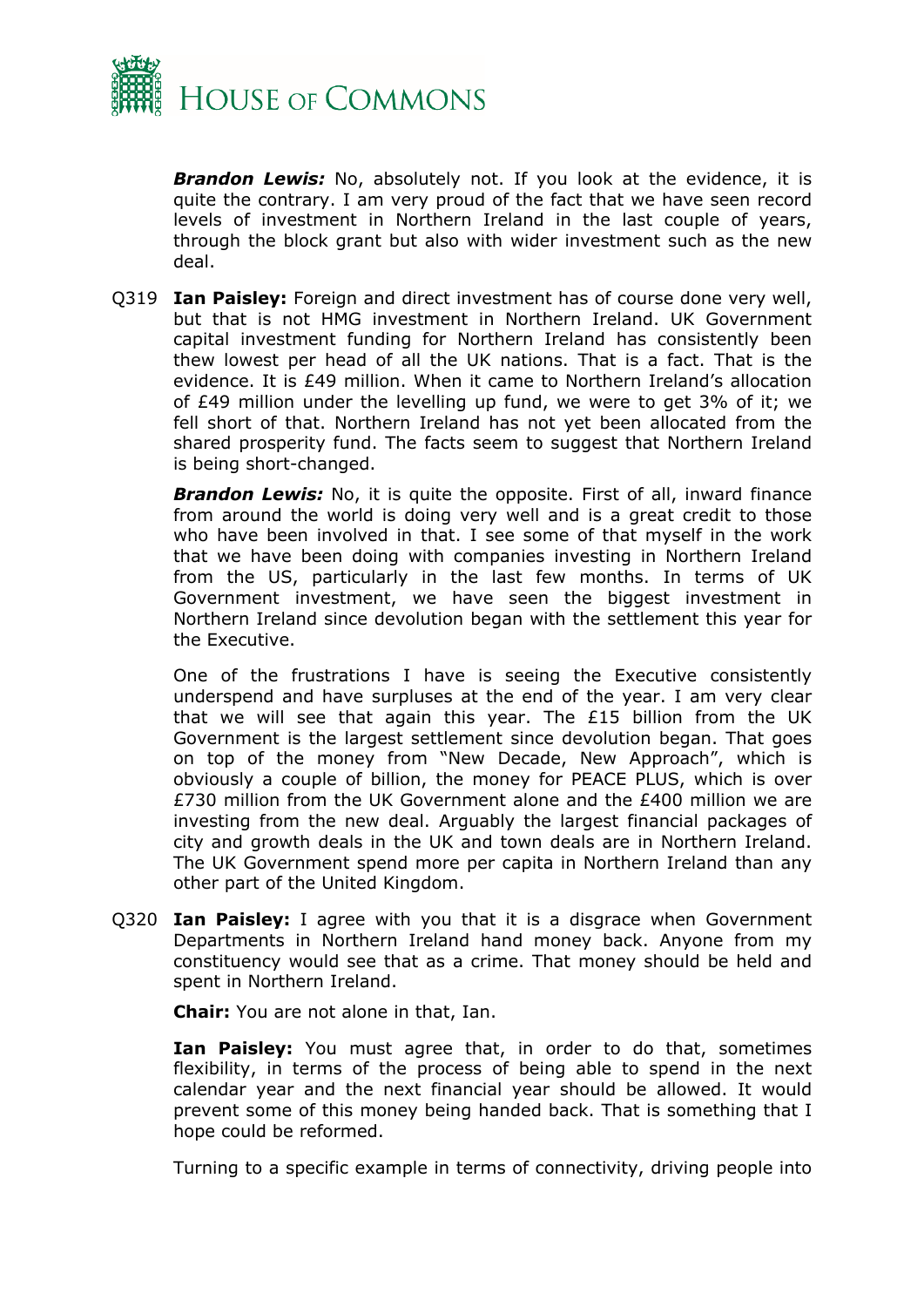***Brandon Lewis:*** No, absolutely not. If you look at the evidence, it is quite the contrary. I am very proud of the fact that we have seen record levels of investment in Northern Ireland in the last couple of years, through the block grant but also with wider investment such as the new deal.

Q319 **Ian Paisley:** Foreign and direct investment has of course done very well, but that is not HMG investment in Northern Ireland. UK Government capital investment funding for Northern Ireland has consistently been thew lowest per head of all the UK nations. That is a fact. That is the evidence. It is £49 million. When it came to Northern Ireland's allocation of £49 million under the levelling up fund, we were to get 3% of it; we fell short of that. Northern Ireland has not yet been allocated from the shared prosperity fund. The facts seem to suggest that Northern Ireland is being short-changed.

***Brandon Lewis:*** No, it is quite the opposite. First of all, inward finance from around the world is doing very well and is a great credit to those who have been involved in that. I see some of that myself in the work that we have been doing with companies investing in Northern Ireland from the US, particularly in the last few months. In terms of UK Government investment, we have seen the biggest investment in Northern Ireland since devolution began with the settlement this year for the Executive.

One of the frustrations I have is seeing the Executive consistently underspend and have surpluses at the end of the year. I am very clear that we will see that again this year. The £15 billion from the UK Government is the largest settlement since devolution began. That goes on top of the money from "New Decade, New Approach", which is obviously a couple of billion, the money for PEACE PLUS, which is over £730 million from the UK Government alone and the £400 million we are investing from the new deal. Arguably the largest financial packages of city and growth deals in the UK and town deals are in Northern Ireland. The UK Government spend more per capita in Northern Ireland than any other part of the United Kingdom.

Q320 **Ian Paisley:** I agree with you that it is a disgrace when Government Departments in Northern Ireland hand money back. Anyone from my constituency would see that as a crime. That money should be held and spent in Northern Ireland.

**Chair:** You are not alone in that, Ian.

**Ian Paisley:** You must agree that, in order to do that, sometimes flexibility, in terms of the process of being able to spend in the next calendar year and the next financial year should be allowed. It would prevent some of this money being handed back. That is something that I hope could be reformed.

Turning to a specific example in terms of connectivity, driving people into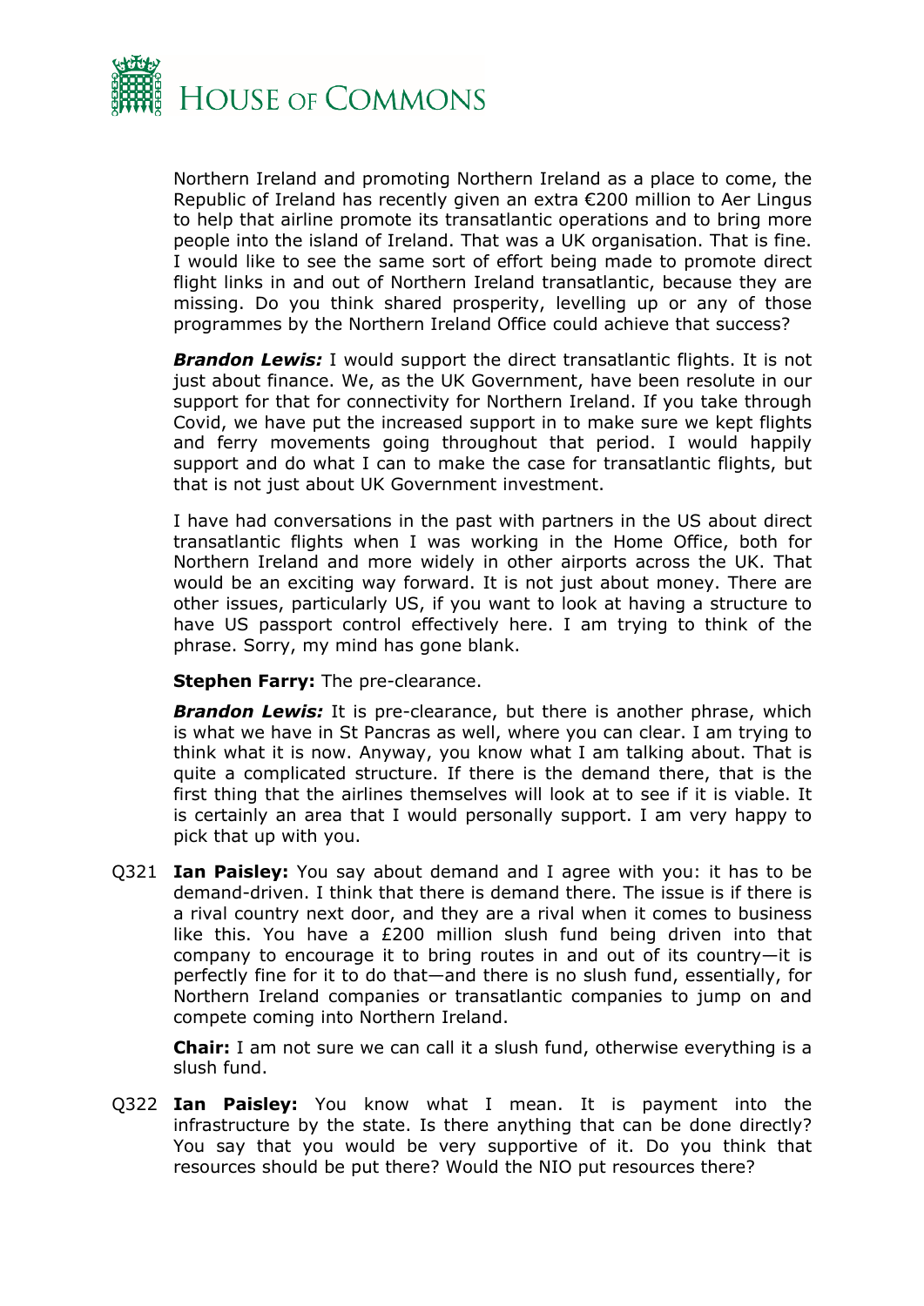Northern Ireland and promoting Northern Ireland as a place to come, the Republic of Ireland has recently given an extra €200 million to Aer Lingus to help that airline promote its transatlantic operations and to bring more people into the island of Ireland. That was a UK organisation. That is fine. I would like to see the same sort of effort being made to promote direct flight links in and out of Northern Ireland transatlantic, because they are missing. Do you think shared prosperity, levelling up or any of those programmes by the Northern Ireland Office could achieve that success?

***Brandon Lewis:*** I would support the direct transatlantic flights. It is not just about finance. We, as the UK Government, have been resolute in our support for that for connectivity for Northern Ireland. If you take through Covid, we have put the increased support in to make sure we kept flights and ferry movements going throughout that period. I would happily support and do what I can to make the case for transatlantic flights, but that is not just about UK Government investment.

I have had conversations in the past with partners in the US about direct transatlantic flights when I was working in the Home Office, both for Northern Ireland and more widely in other airports across the UK. That would be an exciting way forward. It is not just about money. There are other issues, particularly US, if you want to look at having a structure to have US passport control effectively here. I am trying to think of the phrase. Sorry, my mind has gone blank.

**Stephen Farry:** The pre-clearance.

***Brandon Lewis:*** It is pre-clearance, but there is another phrase, which is what we have in St Pancras as well, where you can clear. I am trying to think what it is now. Anyway, you know what I am talking about. That is quite a complicated structure. If there is the demand there, that is the first thing that the airlines themselves will look at to see if it is viable. It is certainly an area that I would personally support. I am very happy to pick that up with you.

Q321 **Ian Paisley:** You say about demand and I agree with you: it has to be demand-driven. I think that there is demand there. The issue is if there is a rival country next door, and they are a rival when it comes to business like this. You have a £200 million slush fund being driven into that company to encourage it to bring routes in and out of its country—it is perfectly fine for it to do that—and there is no slush fund, essentially, for Northern Ireland companies or transatlantic companies to jump on and compete coming into Northern Ireland.

**Chair:** I am not sure we can call it a slush fund, otherwise everything is a slush fund.

Q322 **Ian Paisley:** You know what I mean. It is payment into the infrastructure by the state. Is there anything that can be done directly? You say that you would be very supportive of it. Do you think that resources should be put there? Would the NIO put resources there?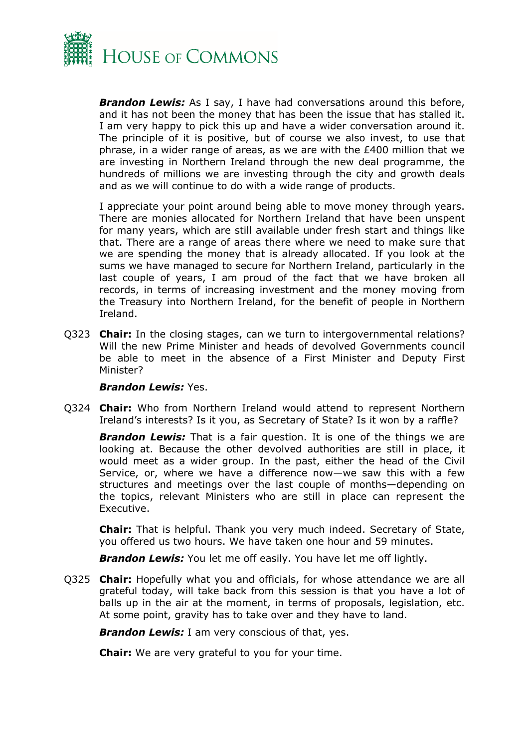***Brandon Lewis:*** As I say, I have had conversations around this before, and it has not been the money that has been the issue that has stalled it. I am very happy to pick this up and have a wider conversation around it. The principle of it is positive, but of course we also invest, to use that phrase, in a wider range of areas, as we are with the £400 million that we are investing in Northern Ireland through the new deal programme, the hundreds of millions we are investing through the city and growth deals and as we will continue to do with a wide range of products.

I appreciate your point around being able to move money through years. There are monies allocated for Northern Ireland that have been unspent for many years, which are still available under fresh start and things like that. There are a range of areas there where we need to make sure that we are spending the money that is already allocated. If you look at the sums we have managed to secure for Northern Ireland, particularly in the last couple of years, I am proud of the fact that we have broken all records, in terms of increasing investment and the money moving from the Treasury into Northern Ireland, for the benefit of people in Northern Ireland.

Q323 **Chair:** In the closing stages, can we turn to intergovernmental relations? Will the new Prime Minister and heads of devolved Governments council be able to meet in the absence of a First Minister and Deputy First Minister?

***Brandon Lewis:*** Yes.

Q324 **Chair:** Who from Northern Ireland would attend to represent Northern Ireland's interests? Is it you, as Secretary of State? Is it won by a raffle?

***Brandon Lewis:*** That is a fair question. It is one of the things we are looking at. Because the other devolved authorities are still in place, it would meet as a wider group. In the past, either the head of the Civil Service, or, where we have a difference now—we saw this with a few structures and meetings over the last couple of months—depending on the topics, relevant Ministers who are still in place can represent the Executive.

**Chair:** That is helpful. Thank you very much indeed. Secretary of State, you offered us two hours. We have taken one hour and 59 minutes.

***Brandon Lewis:*** You let me off easily. You have let me off lightly.

Q325 **Chair:** Hopefully what you and officials, for whose attendance we are all grateful today, will take back from this session is that you have a lot of balls up in the air at the moment, in terms of proposals, legislation, etc. At some point, gravity has to take over and they have to land.

***Brandon Lewis:*** I am very conscious of that, yes.

**Chair:** We are very grateful to you for your time.